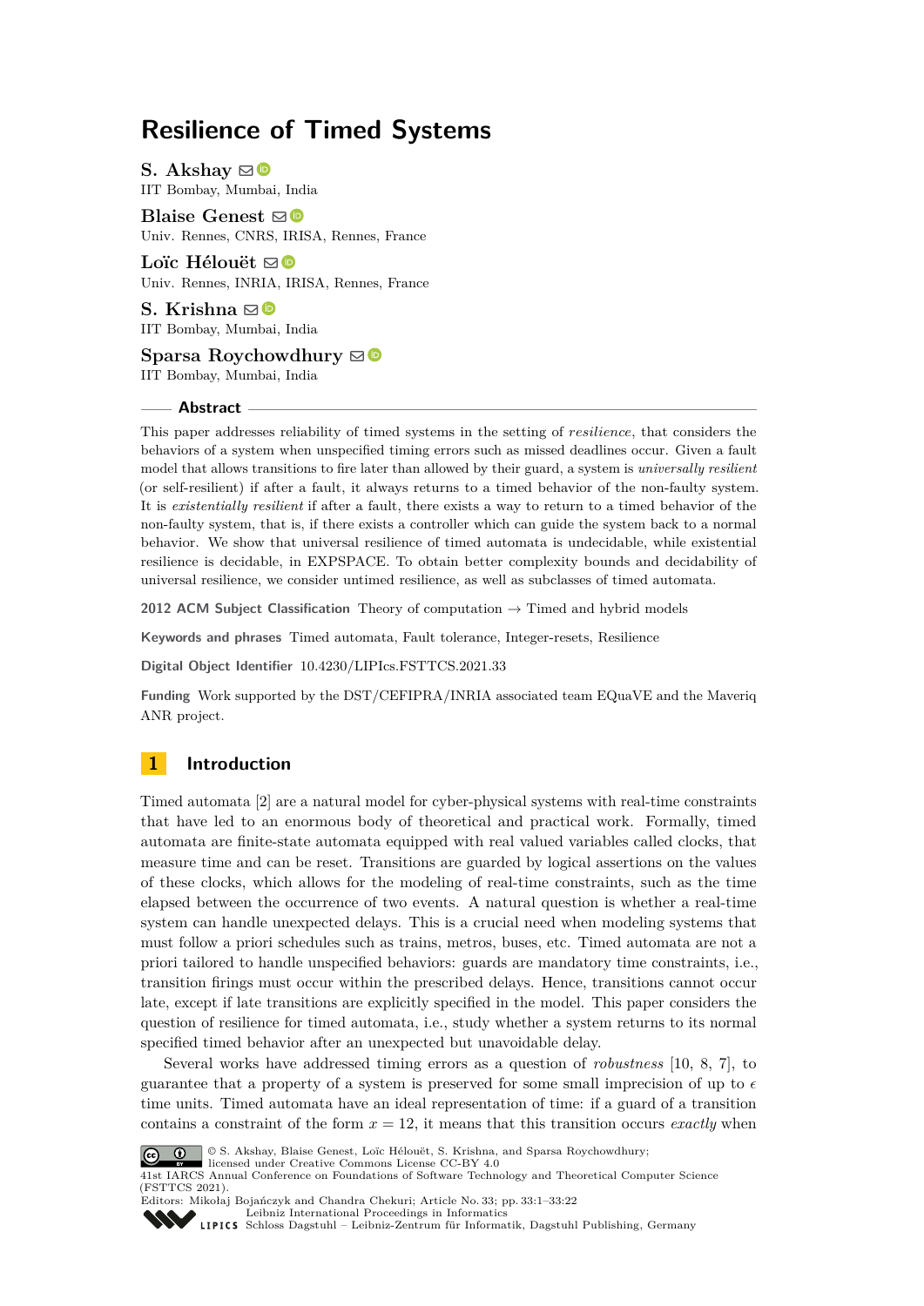// Resilience of Timed Systems

**S. Akshay**
IIT Bombay, Mumbai, India

**Blaise Genest**
Univ. Rennes, CNRS, IRISA, Rennes, France

**Loïc Hélouët**
Univ. Rennes, INRIA, IRISA, Rennes, France

**S. Krishna**
IIT Bombay, Mumbai, India

**Sparsa Roychowdhury**
IIT Bombay, Mumbai, India

## Abstract

This paper addresses reliability of timed systems in the setting of *resilience*, that considers the behaviors of a system when unspecified timing errors such as missed deadlines occur. Given a fault model that allows transitions to fire later than allowed by their guard, a system is *universally resilient* (or self-resilient) if after a fault, it always returns to a timed behavior of the non-faulty system. It is *existentially resilient* if after a fault, there exists a way to return to a timed behavior of the non-faulty system, that is, if there exists a controller which can guide the system back to a normal behavior. We show that universal resilience of timed automata is undecidable, while existential resilience is decidable, in EXPSPACE. To obtain better complexity bounds and decidability of universal resilience, we consider untimed resilience, as well as subclasses of timed automata.

**2012 ACM Subject Classification** Theory of computation → Timed and hybrid models

**Keywords and phrases** Timed automata, Fault tolerance, Integer-resets, Resilience

**Digital Object Identifier** 10.4230/LIPIcs.FSTTCS.2021.33

**Funding** Work supported by the DST/CEFIPRA/INRIA associated team EQuaVE and the Maveriq ANR project.

## 1 Introduction

Timed automata [2] are a natural model for cyber-physical systems with real-time constraints that have led to an enormous body of theoretical and practical work. Formally, timed automata are finite-state automata equipped with real valued variables called clocks, that measure time and can be reset. Transitions are guarded by logical assertions on the values of these clocks, which allows for the modeling of real-time constraints, such as the time elapsed between the occurrence of two events. A natural question is whether a real-time system can handle unexpected delays. This is a crucial need when modeling systems that must follow a priori schedules such as trains, metros, buses, etc. Timed automata are not a priori tailored to handle unspecified behaviors: guards are mandatory time constraints, i.e., transition firings must occur within the prescribed delays. Hence, transitions cannot occur late, except if late transitions are explicitly specified in the model. This paper considers the question of resilience for timed automata, i.e., study whether a system returns to its normal specified timed behavior after an unexpected but unavoidable delay.

Several works have addressed timing errors as a question of *robustness* [10, 8, 7], to guarantee that a property of a system is preserved for some small imprecision of up to $\epsilon$ time units. Timed automata have an ideal representation of time: if a guard of a transition contains a constraint of the form $x = 12$, it means that this transition occurs *exactly* when

© S. Akshay, Blaise Genest, Loïc Hélouët, S. Krishna, and Sparsa Roychowdhury; licensed under Creative Commons License CC-BY 4.0
41st IARCS Annual Conference on Foundations of Software Technology and Theoretical Computer Science (FSTTCS 2021).
Editors: Mikołaj Bojańczyk and Chandra Chekuri; Article No. 33; pp. 33:1–33:22
Leibniz International Proceedings in Informatics
Schloss Dagstuhl – Leibniz-Zentrum für Informatik, Dagstuhl Publishing, Germany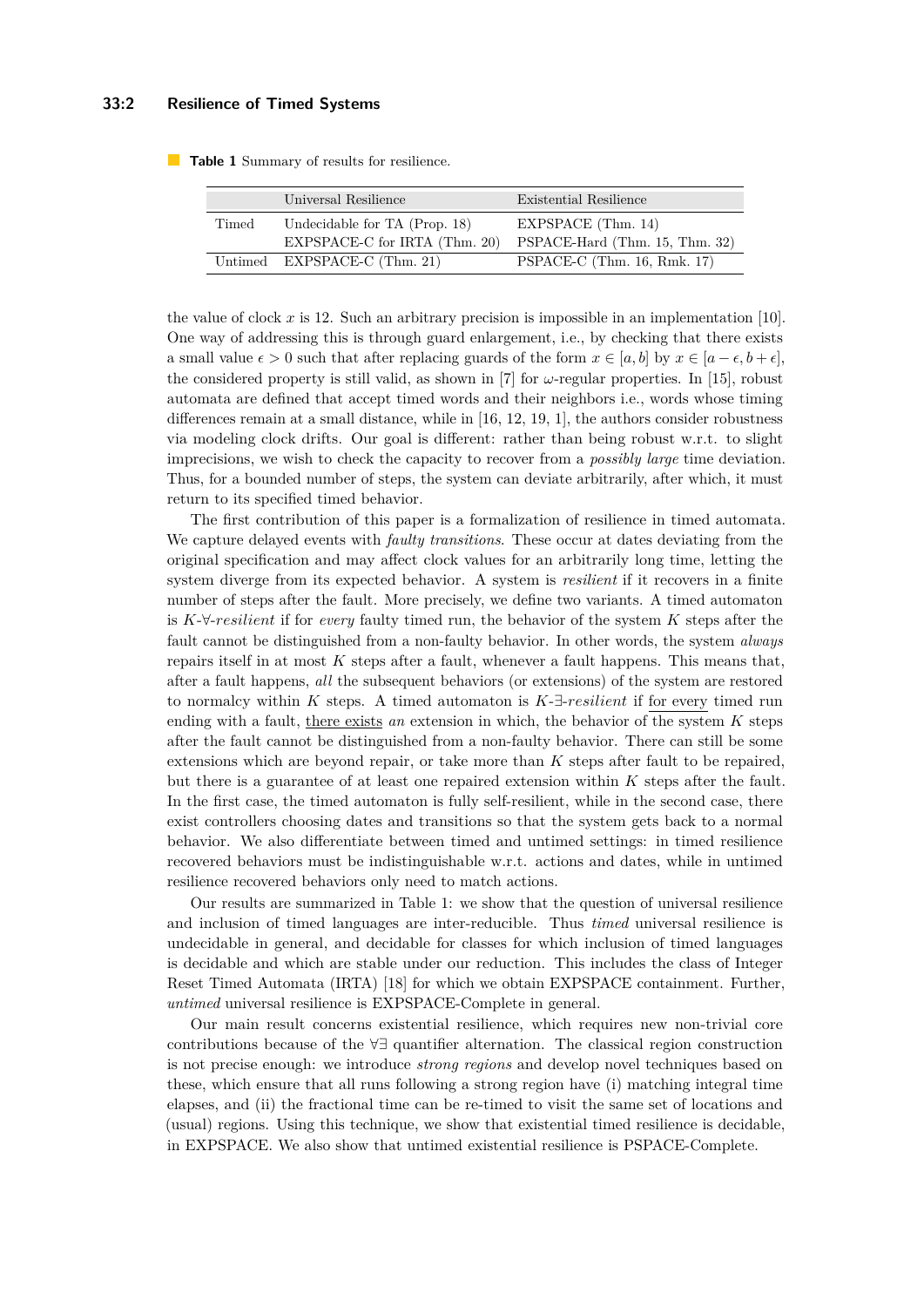**Table 1** Summary of results for resilience.

| | Universal Resilience | Existential Resilience |
|---|---|---|
| Timed | Undecidable for TA (Prop. 18) | EXPSPACE (Thm. 14) |
| | EXPSPACE-C for IRTA (Thm. 20) | PSPACE-Hard (Thm. 15, Thm. 32) |
| Untimed | EXPSPACE-C (Thm. 21) | PSPACE-C (Thm. 16, Rmk. 17) |

the value of clock $x$ is 12. Such an arbitrary precision is impossible in an implementation [10]. One way of addressing this is through guard enlargement, i.e., by checking that there exists a small value $\epsilon > 0$ such that after replacing guards of the form $x \in [a, b]$ by $x \in [a - \epsilon, b + \epsilon]$, the considered property is still valid, as shown in [7] for $\omega$-regular properties. In [15], robust automata are defined that accept timed words and their neighbors i.e., words whose timing differences remain at a small distance, while in [16, 12, 19, 1], the authors consider robustness via modeling clock drifts. Our goal is different: rather than being robust w.r.t. to slight imprecisions, we wish to check the capacity to recover from a *possibly large* time deviation. Thus, for a bounded number of steps, the system can deviate arbitrarily, after which, it must return to its specified timed behavior.

The first contribution of this paper is a formalization of resilience in timed automata. We capture delayed events with *faulty transitions*. These occur at dates deviating from the original specification and may affect clock values for an arbitrarily long time, letting the system diverge from its expected behavior. A system is *resilient* if it recovers in a finite number of steps after the fault. More precisely, we define two variants. A timed automaton is $K$-$\forall$-*resilient* if for *every* faulty timed run, the behavior of the system $K$ steps after the fault cannot be distinguished from a non-faulty behavior. In other words, the system *always* repairs itself in at most $K$ steps after a fault, whenever a fault happens. This means that, after a fault happens, *all* the subsequent behaviors (or extensions) of the system are restored to normalcy within $K$ steps. A timed automaton is $K$-$\exists$-*resilient* if for every timed run ending with a fault, there exists *an* extension in which, the behavior of the system $K$ steps after the fault cannot be distinguished from a non-faulty behavior. There can still be some extensions which are beyond repair, or take more than $K$ steps after fault to be repaired, but there is a guarantee of at least one repaired extension within $K$ steps after the fault. In the first case, the timed automaton is fully self-resilient, while in the second case, there exist controllers choosing dates and transitions so that the system gets back to a normal behavior. We also differentiate between timed and untimed settings: in timed resilience recovered behaviors must be indistinguishable w.r.t. actions and dates, while in untimed resilience recovered behaviors only need to match actions.

Our results are summarized in Table 1: we show that the question of universal resilience and inclusion of timed languages are inter-reducible. Thus *timed* universal resilience is undecidable in general, and decidable for classes for which inclusion of timed languages is decidable and which are stable under our reduction. This includes the class of Integer Reset Timed Automata (IRTA) [18] for which we obtain EXPSPACE containment. Further, *untimed* universal resilience is EXPSPACE-Complete in general.

Our main result concerns existential resilience, which requires new non-trivial core contributions because of the $\forall\exists$ quantifier alternation. The classical region construction is not precise enough: we introduce *strong regions* and develop novel techniques based on these, which ensure that all runs following a strong region have (i) matching integral time elapses, and (ii) the fractional time can be re-timed to visit the same set of locations and (usual) regions. Using this technique, we show that existential timed resilience is decidable, in EXPSPACE. We also show that untimed existential resilience is PSPACE-Complete.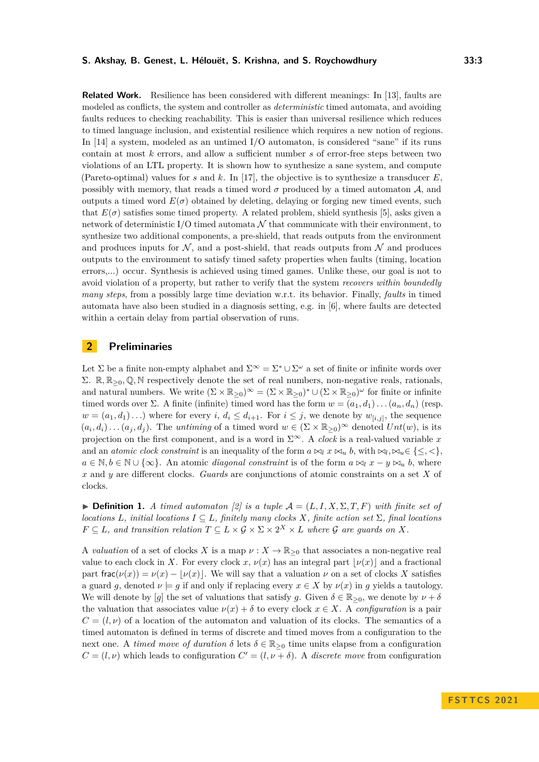**Related Work.** Resilience has been considered with different meanings: In [13], faults are modeled as conflicts, the system and controller as *deterministic* timed automata, and avoiding faults reduces to checking reachability. This is easier than universal resilience which reduces to timed language inclusion, and existential resilience which requires a new notion of regions. In [14] a system, modeled as an untimed I/O automaton, is considered "sane" if its runs contain at most $k$ errors, and allow a sufficient number $s$ of error-free steps between two violations of an LTL property. It is shown how to synthesize a sane system, and compute (Pareto-optimal) values for $s$ and $k$. In [17], the objective is to synthesize a transducer $E$, possibly with memory, that reads a timed word $\sigma$ produced by a timed automaton $\mathcal{A}$, and outputs a timed word $E(\sigma)$ obtained by deleting, delaying or forging new timed events, such that $E(\sigma)$ satisfies some timed property. A related problem, shield synthesis [5], asks given a network of deterministic I/O timed automata $\mathcal{N}$ that communicate with their environment, to synthesize two additional components, a pre-shield, that reads outputs from the environment and produces inputs for $\mathcal{N}$, and a post-shield, that reads outputs from $\mathcal{N}$ and produces outputs to the environment to satisfy timed safety properties when faults (timing, location errors,...) occur. Synthesis is achieved using timed games. Unlike these, our goal is not to avoid violation of a property, but rather to verify that the system *recovers within boundedly many steps*, from a possibly large time deviation w.r.t. its behavior. Finally, *faults* in timed automata have also been studied in a diagnosis setting, e.g. in [6], where faults are detected within a certain delay from partial observation of runs.

## 2 Preliminaries

Let $\Sigma$ be a finite non-empty alphabet and $\Sigma^\infty = \Sigma^* \cup \Sigma^\omega$ a set of finite or infinite words over $\Sigma$. $\mathbb{R}, \mathbb{R}_{\geq 0}, \mathbb{Q}, \mathbb{N}$ respectively denote the set of real numbers, non-negative reals, rationals, and natural numbers. We write $(\Sigma \times \mathbb{R}_{\geq 0})^\infty = (\Sigma \times \mathbb{R}_{\geq 0})^* \cup (\Sigma \times \mathbb{R}_{\geq 0})^\omega$ for finite or infinite timed words over $\Sigma$. A finite (infinite) timed word has the form $w = (a_1, d_1) \dots (a_n, d_n)$ (resp. $w = (a_1, d_1) \dots$) where for every $i$, $d_i \leq d_{i+1}$. For $i \leq j$, we denote by $w_{[i,j]}$, the sequence $(a_i, d_i) \dots (a_j, d_j)$. The *untiming* of a timed word $w \in (\Sigma \times \mathbb{R}_{\geq 0})^\infty$ denoted $Unt(w)$, is its projection on the first component, and is a word in $\Sigma^\infty$. A *clock* is a real-valued variable $x$ and an *atomic clock constraint* is an inequality of the form $a \bowtie_l x \bowtie_u b$, with $\bowtie_l, \bowtie_u \in \{\leq, <\}$, $a \in \mathbb{N}, b \in \mathbb{N} \cup \{\infty\}$. An atomic *diagonal constraint* is of the form $a \bowtie_l x - y \bowtie_u b$, where $x$ and $y$ are different clocks. *Guards* are conjunctions of atomic constraints on a set $X$ of clocks.

▶ **Definition 1.** *A timed automaton [2] is a tuple $\mathcal{A} = (L, I, X, \Sigma, T, F)$ with finite set of locations $L$, initial locations $I \subseteq L$, finitely many clocks $X$, finite action set $\Sigma$, final locations $F \subseteq L$, and transition relation $T \subseteq L \times \mathcal{G} \times \Sigma \times 2^X \times L$ where $\mathcal{G}$ are guards on $X$.*

A *valuation* of a set of clocks $X$ is a map $\nu : X \to \mathbb{R}_{\geq 0}$ that associates a non-negative real value to each clock in $X$. For every clock $x$, $\nu(x)$ has an integral part $\lfloor \nu(x) \rfloor$ and a fractional part $\mathsf{frac}(\nu(x)) = \nu(x) - \lfloor \nu(x) \rfloor$. We will say that a valuation $\nu$ on a set of clocks $X$ satisfies a guard $g$, denoted $\nu \models g$ if and only if replacing every $x \in X$ by $\nu(x)$ in $g$ yields a tautology. We will denote by $[g]$ the set of valuations that satisfy $g$. Given $\delta \in \mathbb{R}_{\geq 0}$, we denote by $\nu + \delta$ the valuation that associates value $\nu(x) + \delta$ to every clock $x \in X$. A *configuration* is a pair $C = (l, \nu)$ of a location of the automaton and valuation of its clocks. The semantics of a timed automaton is defined in terms of discrete and timed moves from a configuration to the next one. A *timed move of duration* $\delta$ lets $\delta \in \mathbb{R}_{\geq 0}$ time units elapse from a configuration $C = (l, \nu)$ which leads to configuration $C' = (l, \nu + \delta)$. A *discrete move* from configuration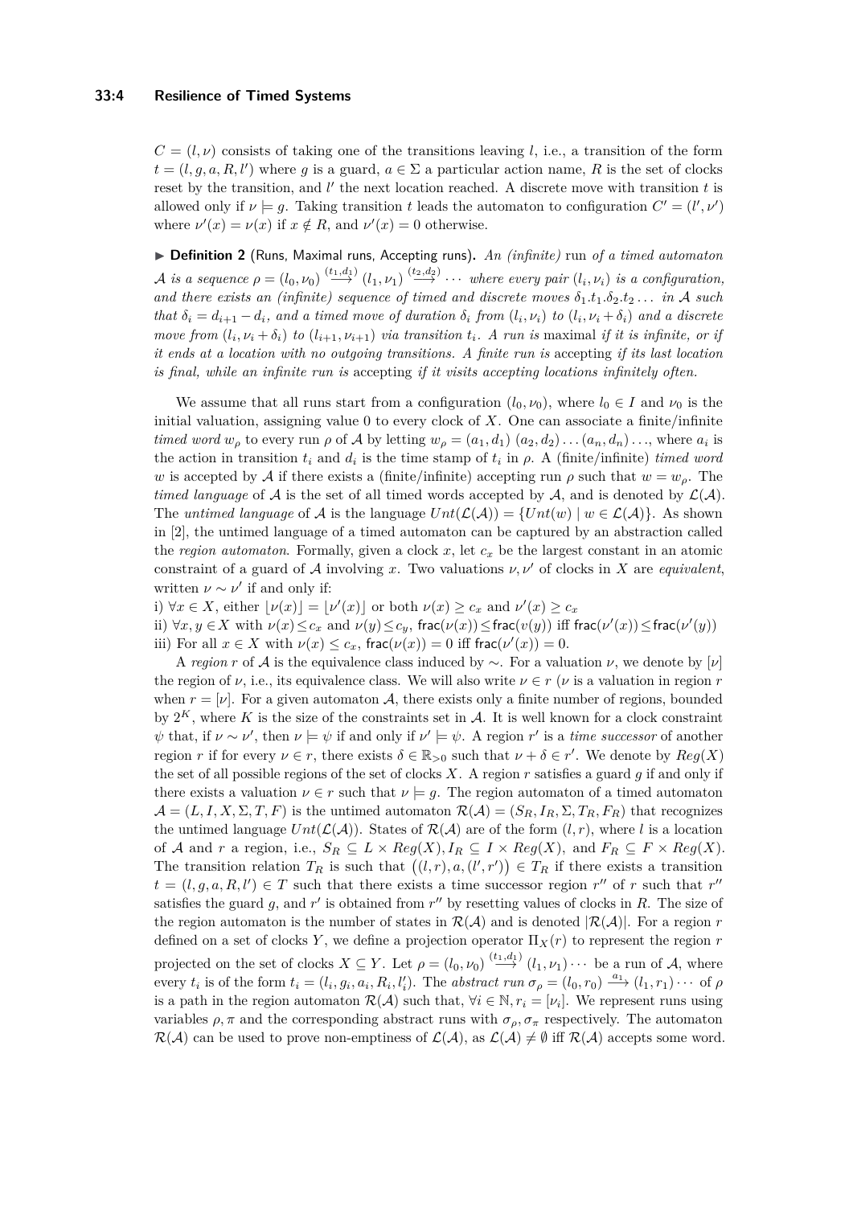$C = (l, \nu)$ consists of taking one of the transitions leaving $l$, i.e., a transition of the form $t = (l, g, a, R, l')$ where $g$ is a guard, $a \in \Sigma$ a particular action name, $R$ is the set of clocks reset by the transition, and $l'$ the next location reached. A discrete move with transition $t$ is allowed only if $\nu \models g$. Taking transition $t$ leads the automaton to configuration $C' = (l', \nu')$ where $\nu'(x) = \nu(x)$ if $x \notin R$, and $\nu'(x) = 0$ otherwise.

▶ **Definition 2** (Runs, Maximal runs, Accepting runs). *An (infinite)* run *of a timed automaton* $\mathcal{A}$ *is a sequence* $\rho = (l_0, \nu_0) \xrightarrow{(t_1,d_1)} (l_1, \nu_1) \xrightarrow{(t_2,d_2)} \cdots$ *where every pair* $(l_i, \nu_i)$ *is a configuration, and there exists an (infinite) sequence of timed and discrete moves* $\delta_1.t_1.\delta_2.t_2 \ldots$ *in* $\mathcal{A}$ *such that* $\delta_i = d_{i+1} - d_i$*, and a timed move of duration* $\delta_i$ *from* $(l_i, \nu_i)$ *to* $(l_i, \nu_i + \delta_i)$ *and a discrete move from* $(l_i, \nu_i + \delta_i)$ *to* $(l_{i+1}, \nu_{i+1})$ *via transition* $t_i$*. A run is* maximal *if it is infinite, or if it ends at a location with no outgoing transitions. A finite run is* accepting *if its last location is final, while an infinite run is* accepting *if it visits accepting locations infinitely often.*

We assume that all runs start from a configuration $(l_0, \nu_0)$, where $l_0 \in I$ and $\nu_0$ is the initial valuation, assigning value 0 to every clock of $X$. One can associate a finite/infinite *timed word* $w_\rho$ to every run $\rho$ of $\mathcal{A}$ by letting $w_\rho = (a_1, d_1)\ (a_2, d_2) \ldots (a_n, d_n) \ldots$, where $a_i$ is the action in transition $t_i$ and $d_i$ is the time stamp of $t_i$ in $\rho$. A (finite/infinite) *timed word* $w$ is accepted by $\mathcal{A}$ if there exists a (finite/infinite) accepting run $\rho$ such that $w = w_\rho$. The *timed language* of $\mathcal{A}$ is the set of all timed words accepted by $\mathcal{A}$, and is denoted by $\mathcal{L}(\mathcal{A})$. The *untimed language* of $\mathcal{A}$ is the language $Unt(\mathcal{L}(\mathcal{A})) = \{Unt(w) \mid w \in \mathcal{L}(\mathcal{A})\}$. As shown in [2], the untimed language of a timed automaton can be captured by an abstraction called the *region automaton*. Formally, given a clock $x$, let $c_x$ be the largest constant in an atomic constraint of a guard of $\mathcal{A}$ involving $x$. Two valuations $\nu, \nu'$ of clocks in $X$ are *equivalent*, written $\nu \sim \nu'$ if and only if:

i) $\forall x \in X$, either $\lfloor \nu(x) \rfloor = \lfloor \nu'(x) \rfloor$ or both $\nu(x) \geq c_x$ and $\nu'(x) \geq c_x$

ii) $\forall x, y \in X$ with $\nu(x) \leq c_x$ and $\nu(y) \leq c_y$, $\mathsf{frac}(\nu(x)) \leq \mathsf{frac}(v(y))$ iff $\mathsf{frac}(\nu'(x)) \leq \mathsf{frac}(\nu'(y))$

iii) For all $x \in X$ with $\nu(x) \leq c_x$, $\mathsf{frac}(\nu(x)) = 0$ iff $\mathsf{frac}(\nu'(x)) = 0$.

A *region* $r$ of $\mathcal{A}$ is the equivalence class induced by $\sim$. For a valuation $\nu$, we denote by $[\nu]$ the region of $\nu$, i.e., its equivalence class. We will also write $\nu \in r$ ($\nu$ is a valuation in region $r$ when $r = [\nu]$. For a given automaton $\mathcal{A}$, there exists only a finite number of regions, bounded by $2^K$, where $K$ is the size of the constraints set in $\mathcal{A}$. It is well known for a clock constraint $\psi$ that, if $\nu \sim \nu'$, then $\nu \models \psi$ if and only if $\nu' \models \psi$. A region $r'$ is a *time successor* of another region $r$ if for every $\nu \in r$, there exists $\delta \in \mathbb{R}_{>0}$ such that $\nu + \delta \in r'$. We denote by $Reg(X)$ the set of all possible regions of the set of clocks $X$. A region $r$ satisfies a guard $g$ if and only if there exists a valuation $\nu \in r$ such that $\nu \models g$. The region automaton of a timed automaton $\mathcal{A} = (L, I, X, \Sigma, T, F)$ is the untimed automaton $\mathcal{R}(\mathcal{A}) = (S_R, I_R, \Sigma, T_R, F_R)$ that recognizes the untimed language $Unt(\mathcal{L}(\mathcal{A}))$. States of $\mathcal{R}(\mathcal{A})$ are of the form $(l, r)$, where $l$ is a location of $\mathcal{A}$ and $r$ a region, i.e., $S_R \subseteq L \times Reg(X), I_R \subseteq I \times Reg(X)$, and $F_R \subseteq F \times Reg(X)$. The transition relation $T_R$ is such that $\big((l, r), a, (l', r')\big) \in T_R$ if there exists a transition $t = (l, g, a, R, l') \in T$ such that there exists a time successor region $r''$ of $r$ such that $r''$ satisfies the guard $g$, and $r'$ is obtained from $r''$ by resetting values of clocks in $R$. The size of the region automaton is the number of states in $\mathcal{R}(\mathcal{A})$ and is denoted $|\mathcal{R}(\mathcal{A})|$. For a region $r$ defined on a set of clocks $Y$, we define a projection operator $\Pi_X(r)$ to represent the region $r$ projected on the set of clocks $X \subseteq Y$. Let $\rho = (l_0, \nu_0) \xrightarrow{(t_1,d_1)} (l_1, \nu_1) \cdots$ be a run of $\mathcal{A}$, where every $t_i$ is of the form $t_i = (l_i, g_i, a_i, R_i, l'_i)$. The *abstract run* $\sigma_\rho = (l_0, r_0) \xrightarrow{a_1} (l_1, r_1) \cdots$ of $\rho$ is a path in the region automaton $\mathcal{R}(\mathcal{A})$ such that, $\forall i \in \mathbb{N}, r_i = [\nu_i]$. We represent runs using variables $\rho, \pi$ and the corresponding abstract runs with $\sigma_\rho, \sigma_\pi$ respectively. The automaton $\mathcal{R}(\mathcal{A})$ can be used to prove non-emptiness of $\mathcal{L}(\mathcal{A})$, as $\mathcal{L}(\mathcal{A}) \neq \emptyset$ iff $\mathcal{R}(\mathcal{A})$ accepts some word.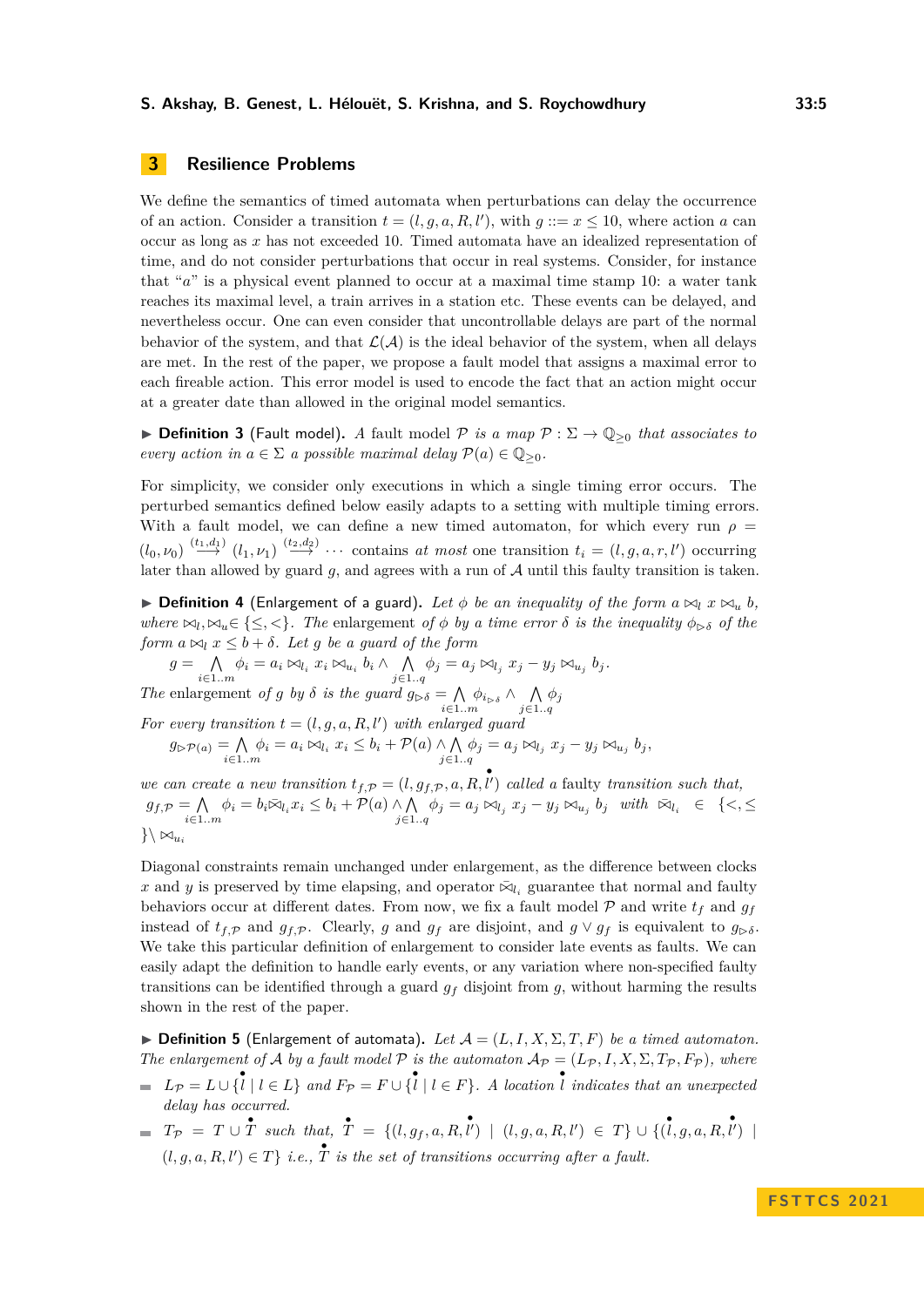## 3 Resilience Problems

We define the semantics of timed automata when perturbations can delay the occurrence of an action. Consider a transition $t = (l, g, a, R, l')$, with $g ::= x \leq 10$, where action $a$ can occur as long as $x$ has not exceeded 10. Timed automata have an idealized representation of time, and do not consider perturbations that occur in real systems. Consider, for instance that "$a$" is a physical event planned to occur at a maximal time stamp 10: a water tank reaches its maximal level, a train arrives in a station etc. These events can be delayed, and nevertheless occur. One can even consider that uncontrollable delays are part of the normal behavior of the system, and that $\mathcal{L}(\mathcal{A})$ is the ideal behavior of the system, when all delays are met. In the rest of the paper, we propose a fault model that assigns a maximal error to each fireable action. This error model is used to encode the fact that an action might occur at a greater date than allowed in the original model semantics.

▶ **Definition 3** (Fault model). *A fault model $\mathcal{P}$ is a map $\mathcal{P} : \Sigma \to \mathbb{Q}_{\geq 0}$ that associates to every action in $a \in \Sigma$ a possible maximal delay $\mathcal{P}(a) \in \mathbb{Q}_{\geq 0}$.*

For simplicity, we consider only executions in which a single timing error occurs. The perturbed semantics defined below easily adapts to a setting with multiple timing errors. With a fault model, we can define a new timed automaton, for which every run $\rho = (l_0, \nu_0) \xrightarrow{(t_1,d_1)} (l_1, \nu_1) \xrightarrow{(t_2,d_2)} \cdots$ contains *at most* one transition $t_i = (l, g, a, r, l')$ occurring later than allowed by guard $g$, and agrees with a run of $\mathcal{A}$ until this faulty transition is taken.

▶ **Definition 4** (Enlargement of a guard). *Let $\phi$ be an inequality of the form $a \bowtie_l x \bowtie_u b$, where $\bowtie_l, \bowtie_u \in \{\leq, <\}$. The enlargement of $\phi$ by a time error $\delta$ is the inequality $\phi_{\rhd\delta}$ of the form $a \bowtie_l x \leq b + \delta$. Let $g$ be a guard of the form*

$$g = \bigwedge_{i\in 1..m} \phi_i = a_i \bowtie_{l_i} x_i \bowtie_{u_i} b_i \wedge \bigwedge_{j\in 1..q} \phi_j = a_j \bowtie_{l_j} x_j - y_j \bowtie_{u_j} b_j.$$

*The enlargement of $g$ by $\delta$ is the guard $g_{\rhd\delta} = \bigwedge_{i\in 1..m} \phi_{i_{\rhd\delta}} \wedge \bigwedge_{j\in 1..q} \phi_j$*

*For every transition $t = (l, g, a, R, l')$ with enlarged guard*

$$g_{\rhd\mathcal{P}(a)} = \bigwedge_{i\in 1..m} \phi_i = a_i \bowtie_{l_i} x_i \leq b_i + \mathcal{P}(a) \wedge \bigwedge_{j\in 1..q} \phi_j = a_j \bowtie_{l_j} x_j - y_j \bowtie_{u_j} b_j,$$

*we can create a new transition $t_{f,\mathcal{P}} = (l, g_{f,\mathcal{P}}, a, R, \dot{l'})$ called a faulty transition such that,*
$g_{f,\mathcal{P}} = \bigwedge_{i\in 1..m} \phi_i = b_i \bar{\bowtie}_{l_i} x_i \leq b_i + \mathcal{P}(a) \wedge \bigwedge_{j\in 1..q} \phi_j = a_j \bowtie_{l_j} x_j - y_j \bowtie_{u_j} b_j$ *with* $\bar{\bowtie}_{l_i} \in \{<, \leq\} \setminus \bowtie_{u_i}$

Diagonal constraints remain unchanged under enlargement, as the difference between clocks $x$ and $y$ is preserved by time elapsing, and operator $\bar{\bowtie}_{l_i}$ guarantee that normal and faulty behaviors occur at different dates. From now, we fix a fault model $\mathcal{P}$ and write $t_f$ and $g_f$ instead of $t_{f,\mathcal{P}}$ and $g_{f,\mathcal{P}}$. Clearly, $g$ and $g_f$ are disjoint, and $g \vee g_f$ is equivalent to $g_{\rhd\delta}$. We take this particular definition of enlargement to consider late events as faults. We can easily adapt the definition to handle early events, or any variation where non-specified faulty transitions can be identified through a guard $g_f$ disjoint from $g$, without harming the results shown in the rest of the paper.

▶ **Definition 5** (Enlargement of automata). *Let $\mathcal{A} = (L, I, X, \Sigma, T, F)$ be a timed automaton. The enlargement of $\mathcal{A}$ by a fault model $\mathcal{P}$ is the automaton $\mathcal{A}_\mathcal{P} = (L_\mathcal{P}, I, X, \Sigma, T_\mathcal{P}, F_\mathcal{P})$, where*

- *$L_\mathcal{P} = L \cup \{\dot{l} \mid l \in L\}$ and $F_\mathcal{P} = F \cup \{\dot{l} \mid l \in F\}$. A location $\dot{l}$ indicates that an unexpected delay has occurred.*
- *$T_\mathcal{P} = T \cup \dot{T}$ such that, $\dot{T} = \{(l, g_f, a, R, \dot{l'}) \mid (l, g, a, R, l') \in T\} \cup \{(\dot{l}, g, a, R, \dot{l'}) \mid (l, g, a, R, l') \in T\}$ i.e., $\dot{T}$ is the set of transitions occurring after a fault.*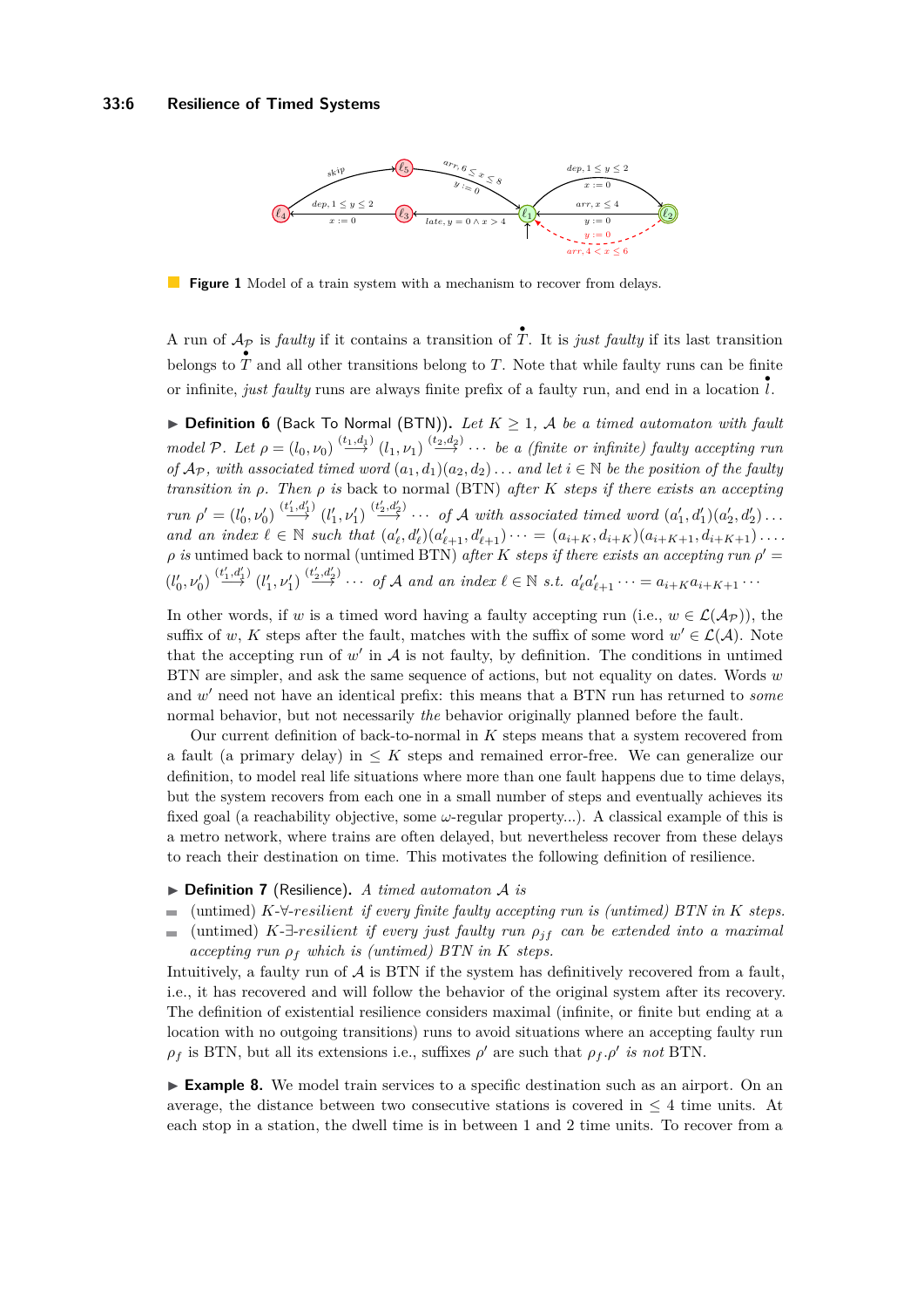skip

$\ell_5$

$arr, 6 \le x \le 8$

$y := 0$

$dep, 1 \le y \le 2$

$x := 0$

$\ell_4$

$dep, 1 \le y \le 2$

$x := 0$

$\ell_3$

$late, y = 0 \wedge x > 4$

$\ell_1$

$arr, x \le 4$

$y := 0$

$\ell_2$

$y := 0$

$arr, 4 < x \le 6$

**Figure 1** Model of a train system with a mechanism to recover from delays.

A run of $\mathcal{A}_\mathcal{P}$ is *faulty* if it contains a transition of $\dot{T}$. It is *just faulty* if its last transition belongs to $\dot{T}$ and all other transitions belong to $T$. Note that while faulty runs can be finite or infinite, *just faulty* runs are always finite prefix of a faulty run, and end in a location $\dot{l}$.

▶ **Definition 6** (Back To Normal (BTN)). *Let $K \ge 1$, $\mathcal{A}$ be a timed automaton with fault model $\mathcal{P}$. Let $\rho = (l_0, \nu_0) \xrightarrow{(t_1,d_1)} (l_1, \nu_1) \xrightarrow{(t_2,d_2)} \cdots$ be a (finite or infinite) faulty accepting run of $\mathcal{A}_\mathcal{P}$, with associated timed word $(a_1, d_1)(a_2, d_2)\ldots$ and let $i \in \mathbb{N}$ be the position of the faulty transition in $\rho$. Then $\rho$ is* back to normal (BTN) *after $K$ steps if there exists an accepting run $\rho' = (l'_0, \nu'_0) \xrightarrow{(t'_1,d'_1)} (l'_1, \nu'_1) \xrightarrow{(t'_2,d'_2)} \cdots$ of $\mathcal{A}$ with associated timed word $(a'_1, d'_1)(a'_2, d'_2)\ldots$ and an index $\ell \in \mathbb{N}$ such that $(a'_\ell, d'_\ell)(a'_{\ell+1}, d'_{\ell+1}) \cdots = (a_{i+K}, d_{i+K})(a_{i+K+1}, d_{i+K+1}) \ldots$. $\rho$ is* untimed back to normal (untimed BTN) *after $K$ steps if there exists an accepting run $\rho' = (l'_0, \nu'_0) \xrightarrow{(t'_1,d'_1)} (l'_1, \nu'_1) \xrightarrow{(t'_2,d'_2)} \cdots$ of $\mathcal{A}$ and an index $\ell \in \mathbb{N}$ s.t. $a'_\ell a'_{\ell+1} \cdots = a_{i+K} a_{i+K+1} \cdots$*

In other words, if $w$ is a timed word having a faulty accepting run (i.e., $w \in \mathcal{L}(\mathcal{A}_\mathcal{P})$), the suffix of $w$, $K$ steps after the fault, matches with the suffix of some word $w' \in \mathcal{L}(\mathcal{A})$. Note that the accepting run of $w'$ in $\mathcal{A}$ is not faulty, by definition. The conditions in untimed BTN are simpler, and ask the same sequence of actions, but not equality on dates. Words $w$ and $w'$ need not have an identical prefix: this means that a BTN run has returned to *some* normal behavior, but not necessarily *the* behavior originally planned before the fault.

Our current definition of back-to-normal in $K$ steps means that a system recovered from a fault (a primary delay) in $\le K$ steps and remained error-free. We can generalize our definition, to model real life situations where more than one fault happens due to time delays, but the system recovers from each one in a small number of steps and eventually achieves its fixed goal (a reachability objective, some $\omega$-regular property...). A classical example of this is a metro network, where trains are often delayed, but nevertheless recover from these delays to reach their destination on time. This motivates the following definition of resilience.

▶ **Definition 7** (Resilience). *A timed automaton $\mathcal{A}$ is*

- *(untimed) $K$-$\forall$-resilient if every finite faulty accepting run is (untimed) BTN in $K$ steps.*
- *(untimed) $K$-$\exists$-resilient if every just faulty run $\rho_{jf}$ can be extended into a maximal accepting run $\rho_f$ which is (untimed) BTN in $K$ steps.*

Intuitively, a faulty run of $\mathcal{A}$ is BTN if the system has definitively recovered from a fault, i.e., it has recovered and will follow the behavior of the original system after its recovery. The definition of existential resilience considers maximal (infinite, or finite but ending at a location with no outgoing transitions) runs to avoid situations where an accepting faulty run $\rho_f$ is BTN, but all its extensions i.e., suffixes $\rho'$ are such that $\rho_f.\rho'$ *is not* BTN.

▶ **Example 8.** We model train services to a specific destination such as an airport. On an average, the distance between two consecutive stations is covered in $\le 4$ time units. At each stop in a station, the dwell time is in between 1 and 2 time units. To recover from a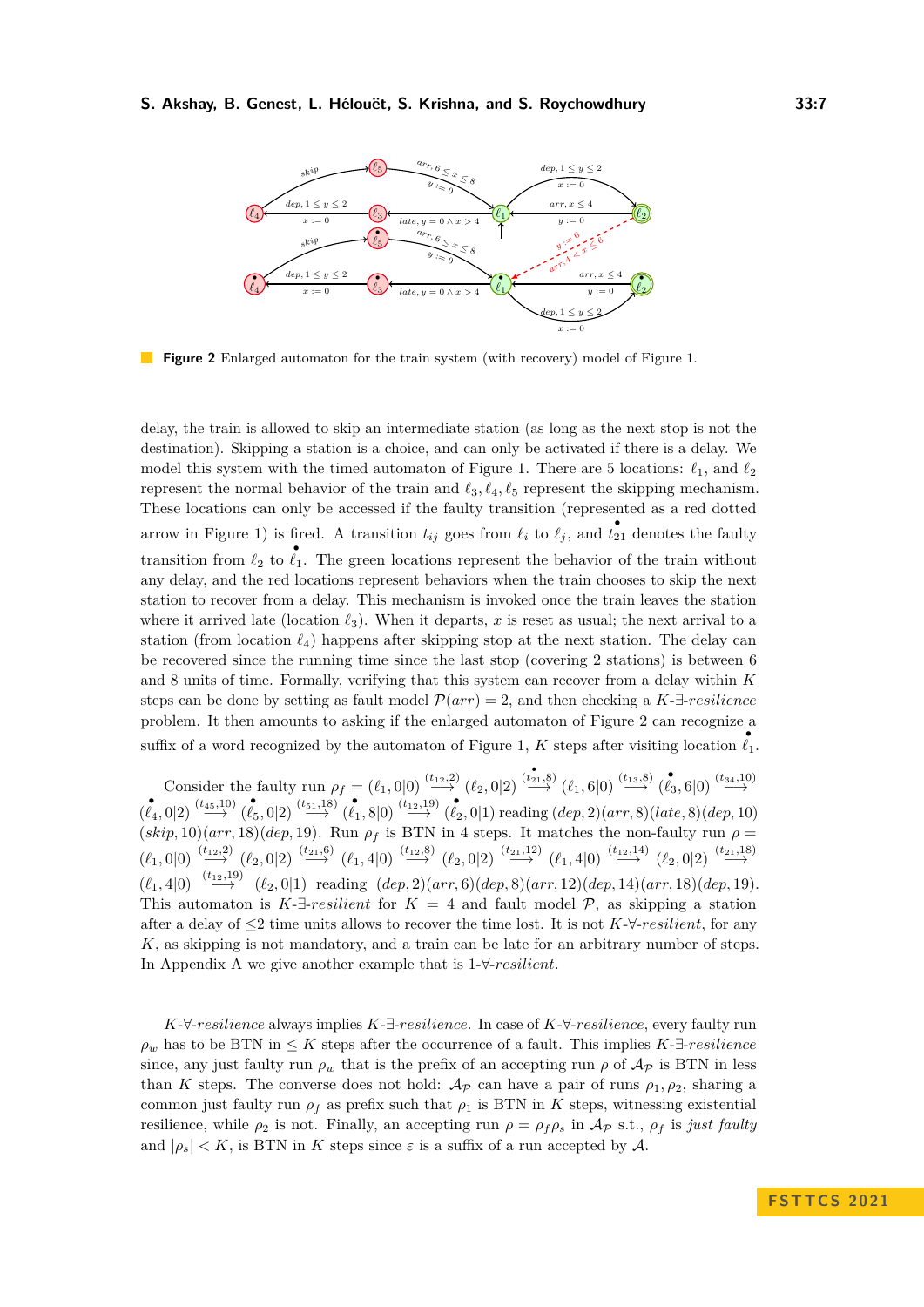skip

$\ell_5$

$arr, 6 \leq x \leq 8$

$y := 0$

$dep, 1 \leq y \leq 2$

$x := 0$

$\ell_4$

$dep, 1 \leq y \leq 2$

$x := 0$

$\ell_3$

$late, y = 0 \wedge x > 4$

$\ell_1$

$arr, x \leq 4$

$y := 0$

$\ell_2$

skip

$\overset{\bullet}{\ell_5}$

$arr, 6 \leq x \leq 8$

$y := 0$

$y := 0$

$arr, 4 \leq x \leq 6$

$\overset{\bullet}{\ell_4}$

$dep, 1 \leq y \leq 2$

$x := 0$

$\overset{\bullet}{\ell_3}$

$late, y = 0 \wedge x > 4$

$\overset{\bullet}{\ell_1}$

$arr, x \leq 4$

$y := 0$

$\overset{\bullet}{\ell_2}$

$dep, 1 \leq y \leq 2$

$x := 0$

**Figure 2** Enlarged automaton for the train system (with recovery) model of Figure 1.

delay, the train is allowed to skip an intermediate station (as long as the next stop is not the destination). Skipping a station is a choice, and can only be activated if there is a delay. We model this system with the timed automaton of Figure 1. There are 5 locations: $\ell_1$, and $\ell_2$ represent the normal behavior of the train and $\ell_3, \ell_4, \ell_5$ represent the skipping mechanism. These locations can only be accessed if the faulty transition (represented as a red dotted arrow in Figure 1) is fired. A transition $t_{ij}$ goes from $\ell_i$ to $\ell_j$, and $\overset{\bullet}{t}_{21}$ denotes the faulty transition from $\ell_2$ to $\overset{\bullet}{\ell_1}$. The green locations represent the behavior of the train without any delay, and the red locations represent behaviors when the train chooses to skip the next station to recover from a delay. This mechanism is invoked once the train leaves the station where it arrived late (location $\ell_3$). When it departs, $x$ is reset as usual; the next arrival to a station (from location $\ell_4$) happens after skipping stop at the next station. The delay can be recovered since the running time since the last stop (covering 2 stations) is between 6 and 8 units of time. Formally, verifying that this system can recover from a delay within $K$ steps can be done by setting as fault model $\mathcal{P}(arr) = 2$, and then checking a *$K$-$\exists$-resilience* problem. It then amounts to asking if the enlarged automaton of Figure 2 can recognize a suffix of a word recognized by the automaton of Figure 1, $K$ steps after visiting location $\overset{\bullet}{\ell_1}$.

Consider the faulty run $\rho_f = (\ell_1, 0|0) \xrightarrow{(t_{12},2)} (\ell_2, 0|2) \xrightarrow{(\overset{\bullet}{t}_{21},8)} (\ell_1, 6|0) \xrightarrow{(t_{13},8)} (\overset{\bullet}{\ell_3}, 6|0) \xrightarrow{(t_{34},10)} (\overset{\bullet}{\ell_4}, 0|2) \xrightarrow{(t_{45},10)} (\overset{\bullet}{\ell_5}, 0|2) \xrightarrow{(t_{51},18)} (\overset{\bullet}{\ell_1}, 8|0) \xrightarrow{(t_{12},19)} (\overset{\bullet}{\ell_2}, 0|1)$ reading $(dep, 2)(arr, 8)(late, 8)(dep, 10)$ $(skip, 10)(arr, 18)(dep, 19)$. Run $\rho_f$ is BTN in 4 steps. It matches the non-faulty run $\rho =$ $(\ell_1, 0|0) \xrightarrow{(t_{12},2)} (\ell_2, 0|2) \xrightarrow{(t_{21},6)} (\ell_1, 4|0) \xrightarrow{(t_{12},8)} (\ell_2, 0|2) \xrightarrow{(t_{21},12)} (\ell_1, 4|0) \xrightarrow{(t_{12},14)} (\ell_2, 0|2) \xrightarrow{(t_{21},18)}$ $(\ell_1, 4|0) \xrightarrow{(t_{12},19)} (\ell_2, 0|1)$ reading $(dep, 2)(arr, 6)(dep, 8)(arr, 12)(dep, 14)(arr, 18)(dep, 19)$. This automaton is *$K$-$\exists$-resilient* for $K = 4$ and fault model $\mathcal{P}$, as skipping a station after a delay of $\leq$2 time units allows to recover the time lost. It is not *$K$-$\forall$-resilient*, for any $K$, as skipping is not mandatory, and a train can be late for an arbitrary number of steps. In Appendix A we give another example that is *1-$\forall$-resilient*.

*$K$-$\forall$-resilience* always implies *$K$-$\exists$-resilience*. In case of *$K$-$\forall$-resilience*, every faulty run $\rho_w$ has to be BTN in $\leq K$ steps after the occurrence of a fault. This implies *$K$-$\exists$-resilience* since, any just faulty run $\rho_w$ that is the prefix of an accepting run $\rho$ of $\mathcal{A}_{\mathcal{P}}$ is BTN in less than $K$ steps. The converse does not hold: $\mathcal{A}_{\mathcal{P}}$ can have a pair of runs $\rho_1, \rho_2$, sharing a common just faulty run $\rho_f$ as prefix such that $\rho_1$ is BTN in $K$ steps, witnessing existential resilience, while $\rho_2$ is not. Finally, an accepting run $\rho = \rho_f \rho_s$ in $\mathcal{A}_{\mathcal{P}}$ s.t., $\rho_f$ is *just faulty* and $|\rho_s| < K$, is BTN in $K$ steps since $\varepsilon$ is a suffix of a run accepted by $\mathcal{A}$.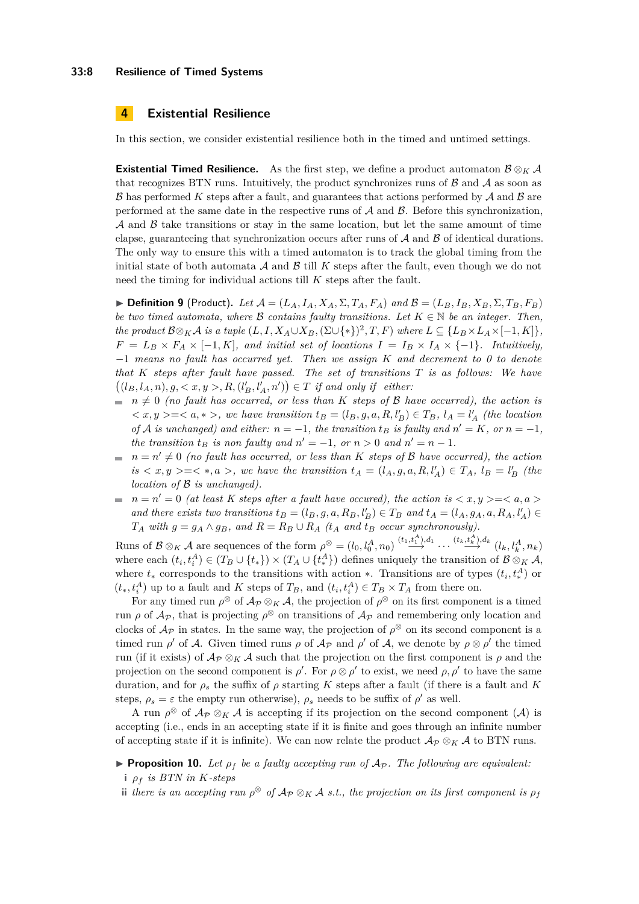## 4 Existential Resilience

In this section, we consider existential resilience both in the timed and untimed settings.

**Existential Timed Resilience.** As the first step, we define a product automaton $\mathcal{B} \otimes_K \mathcal{A}$ that recognizes BTN runs. Intuitively, the product synchronizes runs of $\mathcal{B}$ and $\mathcal{A}$ as soon as $\mathcal{B}$ has performed $K$ steps after a fault, and guarantees that actions performed by $\mathcal{A}$ and $\mathcal{B}$ are performed at the same date in the respective runs of $\mathcal{A}$ and $\mathcal{B}$. Before this synchronization, $\mathcal{A}$ and $\mathcal{B}$ take transitions or stay in the same location, but let the same amount of time elapse, guaranteeing that synchronization occurs after runs of $\mathcal{A}$ and $\mathcal{B}$ of identical durations. The only way to ensure this with a timed automaton is to track the global timing from the initial state of both automata $\mathcal{A}$ and $\mathcal{B}$ till $K$ steps after the fault, even though we do not need the timing for individual actions till $K$ steps after the fault.

▶ **Definition 9** (Product). *Let $\mathcal{A} = (L_A, I_A, X_A, \Sigma, T_A, F_A)$ and $\mathcal{B} = (L_B, I_B, X_B, \Sigma, T_B, F_B)$ be two timed automata, where $\mathcal{B}$ contains faulty transitions. Let $K \in \mathbb{N}$ be an integer. Then, the product $\mathcal{B} \otimes_K \mathcal{A}$ is a tuple $(L, I, X_A \cup X_B, (\Sigma \cup \{*\})^2, T, F)$ where $L \subseteq \{L_B \times L_A \times [-1, K]\}$, $F = L_B \times F_A \times [-1, K]$, and initial set of locations $I = I_B \times I_A \times \{-1\}$. Intuitively, $-1$ means no fault has occurred yet. Then we assign $K$ and decrement to 0 to denote that $K$ steps after fault have passed. The set of transitions $T$ is as follows: We have $\big((l_B, l_A, n), g, <x, y>, R, (l'_B, l'_A, n')\big) \in T$ if and only if either:*

- *$n \neq 0$ (no fault has occurred, or less than $K$ steps of $\mathcal{B}$ have occurred), the action is $<x, y> = <a, *>$, we have transition $t_B = (l_B, g, a, R, l'_B) \in T_B$, $l_A = l'_A$ (the location of $\mathcal{A}$ is unchanged) and either: $n = -1$, the transition $t_B$ is faulty and $n' = K$, or $n = -1$, the transition $t_B$ is non faulty and $n' = -1$, or $n > 0$ and $n' = n - 1$.*
- *$n = n' \neq 0$ (no fault has occurred, or less than $K$ steps of $\mathcal{B}$ have occurred), the action is $<x, y> = <*, a>$, we have the transition $t_A = (l_A, g, a, R, l'_A) \in T_A$, $l_B = l'_B$ (the location of $\mathcal{B}$ is unchanged).*
- *$n = n' = 0$ (at least $K$ steps after a fault have occured), the action is $<x, y> = <a, a>$ and there exists two transitions $t_B = (l_B, g, a, R_B, l'_B) \in T_B$ and $t_A = (l_A, g_A, a, R_A, l'_A) \in T_A$ with $g = g_A \wedge g_B$, and $R = R_B \cup R_A$ ($t_A$ and $t_B$ occur synchronously).*

Runs of $\mathcal{B} \otimes_K \mathcal{A}$ are sequences of the form $\rho^{\otimes} = (l_0, l_0^A, n_0) \xrightarrow{(t_1, t_1^A), d_1} \cdots \xrightarrow{(t_k, t_k^A), d_k} (l_k, l_k^A, n_k)$ where each $(t_i, t_i^A) \in (T_B \cup \{t_*\}) \times (T_A \cup \{t_*^A\})$ defines uniquely the transition of $\mathcal{B} \otimes_K \mathcal{A}$, where $t_*$ corresponds to the transitions with action $*$. Transitions are of types $(t_i, t_*^A)$ or $(t_*, t_i^A)$ up to a fault and $K$ steps of $T_B$, and $(t_i, t_i^A) \in T_B \times T_A$ from there on.

For any timed run $\rho^{\otimes}$ of $\mathcal{A}_{\mathcal{P}} \otimes_K \mathcal{A}$, the projection of $\rho^{\otimes}$ on its first component is a timed run $\rho$ of $\mathcal{A}_{\mathcal{P}}$, that is projecting $\rho^{\otimes}$ on transitions of $\mathcal{A}_{\mathcal{P}}$ and remembering only location and clocks of $\mathcal{A}_{\mathcal{P}}$ in states. In the same way, the projection of $\rho^{\otimes}$ on its second component is a timed run $\rho'$ of $\mathcal{A}$. Given timed runs $\rho$ of $\mathcal{A}_{\mathcal{P}}$ and $\rho'$ of $\mathcal{A}$, we denote by $\rho \otimes \rho'$ the timed run (if it exists) of $\mathcal{A}_{\mathcal{P}} \otimes_K \mathcal{A}$ such that the projection on the first component is $\rho$ and the projection on the second component is $\rho'$. For $\rho \otimes \rho'$ to exist, we need $\rho, \rho'$ to have the same duration, and for $\rho_s$ the suffix of $\rho$ starting $K$ steps after a fault (if there is a fault and $K$ steps, $\rho_s = \varepsilon$ the empty run otherwise), $\rho_s$ needs to be suffix of $\rho'$ as well.

A run $\rho^{\otimes}$ of $\mathcal{A}_{\mathcal{P}} \otimes_K \mathcal{A}$ is accepting if its projection on the second component ($\mathcal{A}$) is accepting (i.e., ends in an accepting state if it is finite and goes through an infinite number of accepting state if it is infinite). We can now relate the product $\mathcal{A}_{\mathcal{P}} \otimes_K \mathcal{A}$ to BTN runs.

▶ **Proposition 10.** *Let $\rho_f$ be a faulty accepting run of $\mathcal{A}_{\mathcal{P}}$. The following are equivalent:*

**i** *$\rho_f$ is BTN in $K$-steps*

**ii** *there is an accepting run $\rho^{\otimes}$ of $\mathcal{A}_{\mathcal{P}} \otimes_K \mathcal{A}$ s.t., the projection on its first component is $\rho_f$*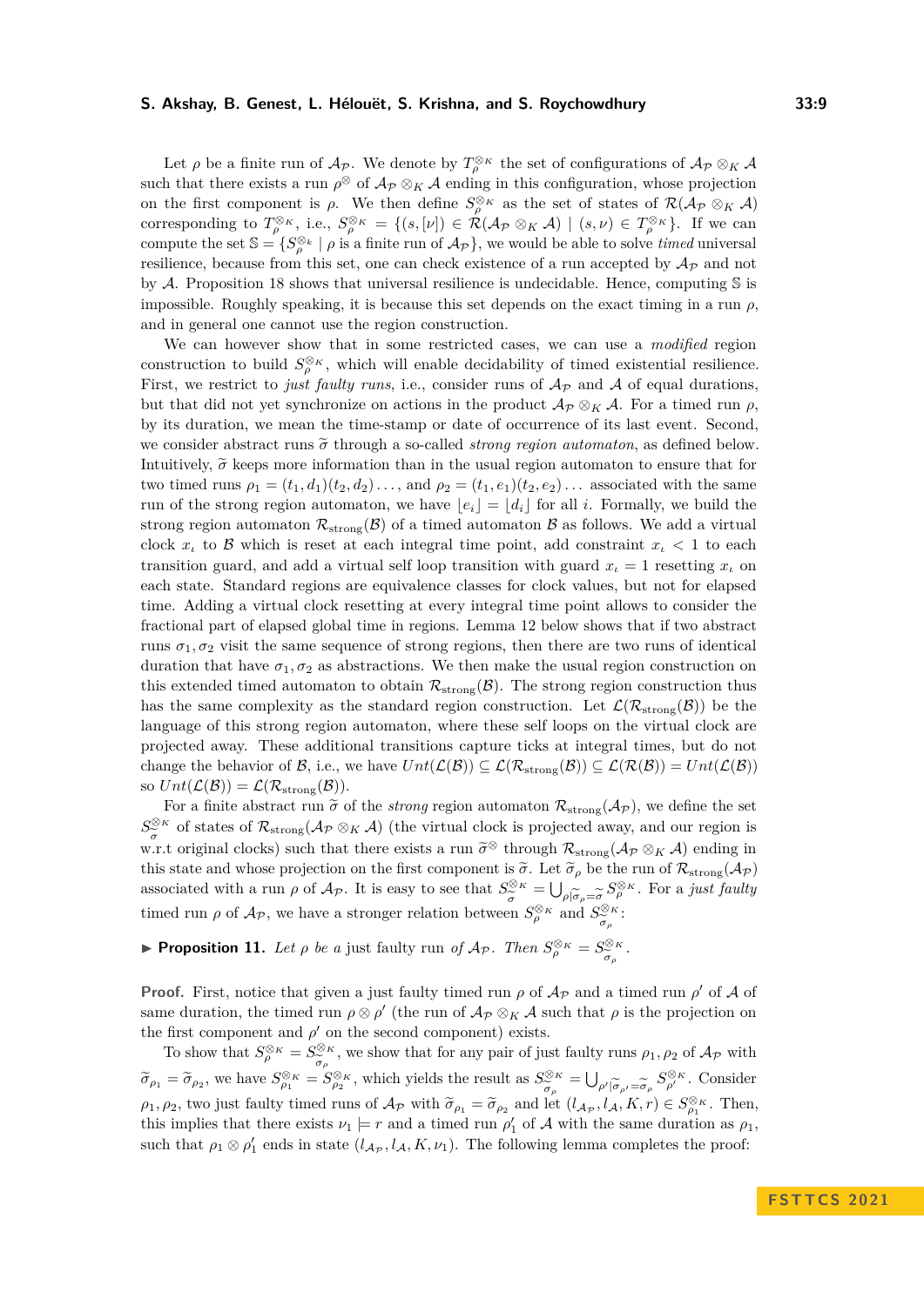Let $\rho$ be a finite run of $\mathcal{A}_\mathcal{P}$. We denote by $T^{\otimes_K}_\rho$ the set of configurations of $\mathcal{A}_\mathcal{P} \otimes_K \mathcal{A}$ such that there exists a run $\rho^\otimes$ of $\mathcal{A}_\mathcal{P} \otimes_K \mathcal{A}$ ending in this configuration, whose projection on the first component is $\rho$. We then define $S^{\otimes_K}_\rho$ as the set of states of $\mathcal{R}(\mathcal{A}_\mathcal{P} \otimes_K \mathcal{A})$ corresponding to $T^{\otimes_K}_\rho$, i.e., $S^{\otimes_K}_\rho = \{(s, [\nu]) \in \mathcal{R}(\mathcal{A}_\mathcal{P} \otimes_K \mathcal{A}) \mid (s, \nu) \in T^{\otimes_K}_\rho\}$. If we can compute the set $\mathbb{S} = \{S^{\otimes_k}_\rho \mid \rho \text{ is a finite run of } \mathcal{A}_\mathcal{P}\}$, we would be able to solve *timed* universal resilience, because from this set, one can check existence of a run accepted by $\mathcal{A}_\mathcal{P}$ and not by $\mathcal{A}$. Proposition 18 shows that universal resilience is undecidable. Hence, computing $\mathbb{S}$ is impossible. Roughly speaking, it is because this set depends on the exact timing in a run $\rho$, and in general one cannot use the region construction.

We can however show that in some restricted cases, we can use a *modified* region construction to build $S^{\otimes_K}_\rho$, which will enable decidability of timed existential resilience. First, we restrict to *just faulty runs*, i.e., consider runs of $\mathcal{A}_\mathcal{P}$ and $\mathcal{A}$ of equal durations, but that did not yet synchronize on actions in the product $\mathcal{A}_\mathcal{P} \otimes_K \mathcal{A}$. For a timed run $\rho$, by its duration, we mean the time-stamp or date of occurrence of its last event. Second, we consider abstract runs $\widetilde{\sigma}$ through a so-called *strong region automaton*, as defined below. Intuitively, $\widetilde{\sigma}$ keeps more information than in the usual region automaton to ensure that for two timed runs $\rho_1 = (t_1, d_1)(t_2, d_2)\dots$, and $\rho_2 = (t_1, e_1)(t_2, e_2)\dots$ associated with the same run of the strong region automaton, we have $\lfloor e_i \rfloor = \lfloor d_i \rfloor$ for all $i$. Formally, we build the strong region automaton $\mathcal{R}_{\text{strong}}(\mathcal{B})$ of a timed automaton $\mathcal{B}$ as follows. We add a virtual clock $x_\iota$ to $\mathcal{B}$ which is reset at each integral time point, add constraint $x_\iota < 1$ to each transition guard, and add a virtual self loop transition with guard $x_\iota = 1$ resetting $x_\iota$ on each state. Standard regions are equivalence classes for clock values, but not for elapsed time. Adding a virtual clock resetting at every integral time point allows to consider the fractional part of elapsed global time in regions. Lemma 12 below shows that if two abstract runs $\sigma_1, \sigma_2$ visit the same sequence of strong regions, then there are two runs of identical duration that have $\sigma_1, \sigma_2$ as abstractions. We then make the usual region construction on this extended timed automaton to obtain $\mathcal{R}_{\text{strong}}(\mathcal{B})$. The strong region construction thus has the same complexity as the standard region construction. Let $\mathcal{L}(\mathcal{R}_{\text{strong}}(\mathcal{B}))$ be the language of this strong region automaton, where these self loops on the virtual clock are projected away. These additional transitions capture ticks at integral times, but do not change the behavior of $\mathcal{B}$, i.e., we have $Unt(\mathcal{L}(\mathcal{B})) \subseteq \mathcal{L}(\mathcal{R}_{\text{strong}}(\mathcal{B})) \subseteq \mathcal{L}(\mathcal{R}(\mathcal{B})) = Unt(\mathcal{L}(\mathcal{B}))$ so $Unt(\mathcal{L}(\mathcal{B})) = \mathcal{L}(\mathcal{R}_{\text{strong}}(\mathcal{B}))$.

For a finite abstract run $\widetilde{\sigma}$ of the *strong* region automaton $\mathcal{R}_{\text{strong}}(\mathcal{A}_\mathcal{P})$, we define the set $S^{\otimes_K}_{\widetilde{\sigma}}$ of states of $\mathcal{R}_{\text{strong}}(\mathcal{A}_\mathcal{P} \otimes_K \mathcal{A})$ (the virtual clock is projected away, and our region is w.r.t original clocks) such that there exists a run $\widetilde{\sigma}^\otimes$ through $\mathcal{R}_{\text{strong}}(\mathcal{A}_\mathcal{P} \otimes_K \mathcal{A})$ ending in this state and whose projection on the first component is $\widetilde{\sigma}$. Let $\widetilde{\sigma}_\rho$ be the run of $\mathcal{R}_{\text{strong}}(\mathcal{A}_\mathcal{P})$ associated with a run $\rho$ of $\mathcal{A}_\mathcal{P}$. It is easy to see that $S^{\otimes_K}_{\widetilde{\sigma}} = \bigcup_{\rho | \widetilde{\sigma}_\rho = \widetilde{\sigma}} S^{\otimes_K}_\rho$. For a *just faulty* timed run $\rho$ of $\mathcal{A}_\mathcal{P}$, we have a stronger relation between $S^{\otimes_K}_\rho$ and $S^{\otimes_K}_{\widetilde{\sigma}_\rho}$:

▶ **Proposition 11.** *Let $\rho$ be a* just faulty run *of $\mathcal{A}_\mathcal{P}$. Then $S^{\otimes_K}_\rho = S^{\otimes_K}_{\widetilde{\sigma}_\rho}$.*

**Proof.** First, notice that given a just faulty timed run $\rho$ of $\mathcal{A}_\mathcal{P}$ and a timed run $\rho'$ of $\mathcal{A}$ of same duration, the timed run $\rho \otimes \rho'$ (the run of $\mathcal{A}_\mathcal{P} \otimes_K \mathcal{A}$ such that $\rho$ is the projection on the first component and $\rho'$ on the second component) exists.

To show that $S^{\otimes_K}_\rho = S^{\otimes_K}_{\widetilde{\sigma}_\rho}$, we show that for any pair of just faulty runs $\rho_1, \rho_2$ of $\mathcal{A}_\mathcal{P}$ with $\widetilde{\sigma}_{\rho_1} = \widetilde{\sigma}_{\rho_2}$, we have $S^{\otimes_K}_{\rho_1} = S^{\otimes_K}_{\rho_2}$, which yields the result as $S^{\otimes_K}_{\widetilde{\sigma}_\rho} = \bigcup_{\rho' | \widetilde{\sigma}_{\rho'} = \widetilde{\sigma}_\rho} S^{\otimes_K}_{\rho'}$. Consider $\rho_1, \rho_2$, two just faulty timed runs of $\mathcal{A}_\mathcal{P}$ with $\widetilde{\sigma}_{\rho_1} = \widetilde{\sigma}_{\rho_2}$ and let $(l_{\mathcal{A}_\mathcal{P}}, l_\mathcal{A}, K, r) \in S^{\otimes_K}_{\rho_1}$. Then, this implies that there exists $\nu_1 \models r$ and a timed run $\rho'_1$ of $\mathcal{A}$ with the same duration as $\rho_1$, such that $\rho_1 \otimes \rho'_1$ ends in state $(l_{\mathcal{A}_\mathcal{P}}, l_\mathcal{A}, K, \nu_1)$. The following lemma completes the proof: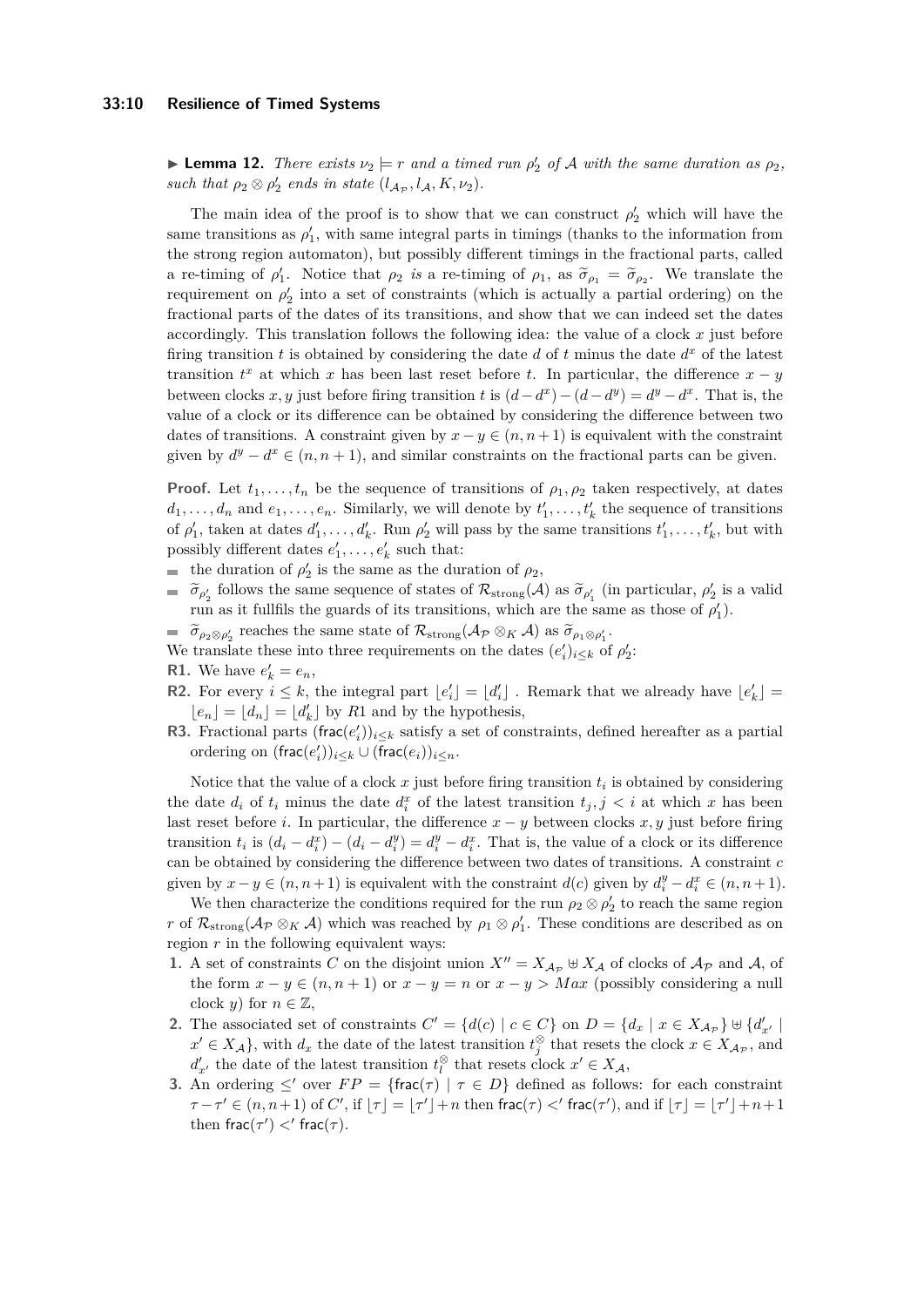▶ **Lemma 12.** *There exists $\nu_2 \models r$ and a timed run $\rho_2'$ of $\mathcal{A}$ with the same duration as $\rho_2$, such that $\rho_2 \otimes \rho_2'$ ends in state $(l_{\mathcal{A}_\mathcal{P}}, l_\mathcal{A}, K, \nu_2)$.*

The main idea of the proof is to show that we can construct $\rho_2'$ which will have the same transitions as $\rho_1'$, with same integral parts in timings (thanks to the information from the strong region automaton), but possibly different timings in the fractional parts, called a re-timing of $\rho_1'$. Notice that $\rho_2$ *is* a re-timing of $\rho_1$, as $\widetilde{\sigma}_{\rho_1} = \widetilde{\sigma}_{\rho_2}$. We translate the requirement on $\rho_2'$ into a set of constraints (which is actually a partial ordering) on the fractional parts of the dates of its transitions, and show that we can indeed set the dates accordingly. This translation follows the following idea: the value of a clock $x$ just before firing transition $t$ is obtained by considering the date $d$ of $t$ minus the date $d^x$ of the latest transition $t^x$ at which $x$ has been last reset before $t$. In particular, the difference $x - y$ between clocks $x, y$ just before firing transition $t$ is $(d - d^x) - (d - d^y) = d^y - d^x$. That is, the value of a clock or its difference can be obtained by considering the difference between two dates of transitions. A constraint given by $x - y \in (n, n+1)$ is equivalent with the constraint given by $d^y - d^x \in (n, n+1)$, and similar constraints on the fractional parts can be given.

**Proof.** Let $t_1, \ldots, t_n$ be the sequence of transitions of $\rho_1, \rho_2$ taken respectively, at dates $d_1, \ldots, d_n$ and $e_1, \ldots, e_n$. Similarly, we will denote by $t_1', \ldots, t_k'$ the sequence of transitions of $\rho_1'$, taken at dates $d_1', \ldots, d_k'$. Run $\rho_2'$ will pass by the same transitions $t_1', \ldots, t_k'$, but with possibly different dates $e_1', \ldots, e_k'$ such that:

- the duration of $\rho_2'$ is the same as the duration of $\rho_2$,
- $\widetilde{\sigma}_{\rho_2'}$ follows the same sequence of states of $\mathcal{R}_{\text{strong}}(\mathcal{A})$ as $\widetilde{\sigma}_{\rho_1'}$ (in particular, $\rho_2'$ is a valid run as it fullfils the guards of its transitions, which are the same as those of $\rho_1'$).
- $\widetilde{\sigma}_{\rho_2 \otimes \rho_2'}$ reaches the same state of $\mathcal{R}_{\text{strong}}(\mathcal{A}_\mathcal{P} \otimes_K \mathcal{A})$ as $\widetilde{\sigma}_{\rho_1 \otimes \rho_1'}$.

We translate these into three requirements on the dates $(e_i')_{i \leq k}$ of $\rho_2'$:

**R1.** We have $e_k' = e_n$,

**R2.** For every $i \leq k$, the integral part $\lfloor e_i' \rfloor = \lfloor d_i' \rfloor$ . Remark that we already have $\lfloor e_k' \rfloor = \lfloor e_n \rfloor = \lfloor d_n \rfloor = \lfloor d_k' \rfloor$ by $R1$ and by the hypothesis,

**R3.** Fractional parts $(\mathsf{frac}(e_i'))_{i \leq k}$ satisfy a set of constraints, defined hereafter as a partial ordering on $(\mathsf{frac}(e_i'))_{i \leq k} \cup (\mathsf{frac}(e_i))_{i \leq n}$.

Notice that the value of a clock $x$ just before firing transition $t_i$ is obtained by considering the date $d_i$ of $t_i$ minus the date $d_i^x$ of the latest transition $t_j, j < i$ at which $x$ has been last reset before $i$. In particular, the difference $x - y$ between clocks $x, y$ just before firing transition $t_i$ is $(d_i - d_i^x) - (d_i - d_i^y) = d_i^y - d_i^x$. That is, the value of a clock or its difference can be obtained by considering the difference between two dates of transitions. A constraint $c$ given by $x - y \in (n, n+1)$ is equivalent with the constraint $d(c)$ given by $d_i^y - d_i^x \in (n, n+1)$.

We then characterize the conditions required for the run $\rho_2 \otimes \rho_2'$ to reach the same region $r$ of $\mathcal{R}_{\text{strong}}(\mathcal{A}_\mathcal{P} \otimes_K \mathcal{A})$ which was reached by $\rho_1 \otimes \rho_1'$. These conditions are described as on region $r$ in the following equivalent ways:

1. A set of constraints $C$ on the disjoint union $X'' = X_{\mathcal{A}_\mathcal{P}} \uplus X_\mathcal{A}$ of clocks of $\mathcal{A}_\mathcal{P}$ and $\mathcal{A}$, of the form $x - y \in (n, n+1)$ or $x - y = n$ or $x - y > Max$ (possibly considering a null clock $y$) for $n \in \mathbb{Z}$,
2. The associated set of constraints $C' = \{d(c) \mid c \in C\}$ on $D = \{d_x \mid x \in X_{\mathcal{A}_\mathcal{P}}\} \uplus \{d'_{x'} \mid x' \in X_\mathcal{A}\}$, with $d_x$ the date of the latest transition $t_j^\otimes$ that resets the clock $x \in X_{\mathcal{A}_\mathcal{P}}$, and $d'_{x'}$ the date of the latest transition $t_l^\otimes$ that resets clock $x' \in X_\mathcal{A}$,
3. An ordering $\leq'$ over $FP = \{\mathsf{frac}(\tau) \mid \tau \in D\}$ defined as follows: for each constraint $\tau - \tau' \in (n, n+1)$ of $C'$, if $\lfloor \tau \rfloor = \lfloor \tau' \rfloor + n$ then $\mathsf{frac}(\tau) <' \mathsf{frac}(\tau')$, and if $\lfloor \tau \rfloor = \lfloor \tau' \rfloor + n + 1$ then $\mathsf{frac}(\tau') <' \mathsf{frac}(\tau)$.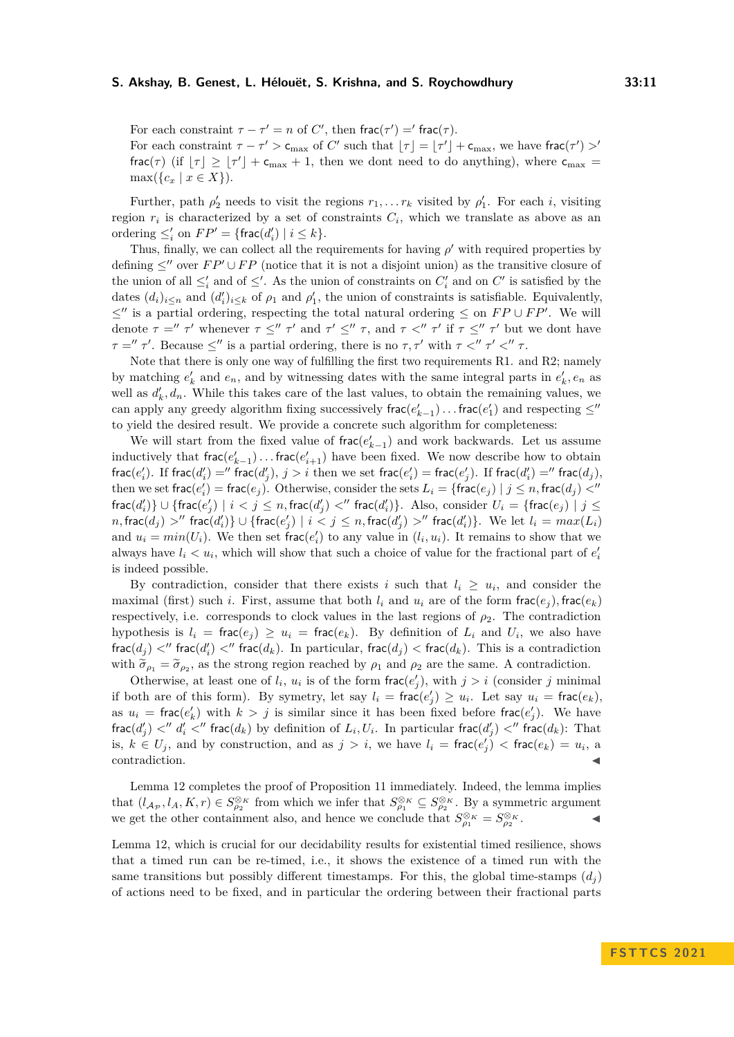- For each constraint $\tau - \tau' = n$ of $C'$, then $\mathsf{frac}(\tau') =' \mathsf{frac}(\tau)$.
- For each constraint $\tau - \tau' > \mathsf{c}_{\max}$ of $C'$ such that $\lfloor \tau \rfloor = \lfloor \tau' \rfloor + \mathsf{c}_{\max}$, we have $\mathsf{frac}(\tau') >' \mathsf{frac}(\tau)$ (if $\lfloor \tau \rfloor \geq \lfloor \tau' \rfloor + \mathsf{c}_{\max} + 1$, then we dont need to do anything), where $\mathsf{c}_{\max} = \max(\{c_x \mid x \in X\})$.

Further, path $\rho_2'$ needs to visit the regions $r_1, \ldots r_k$ visited by $\rho_1'$. For each $i$, visiting region $r_i$ is characterized by a set of constraints $C_i$, which we translate as above as an ordering $\leq_i'$ on $FP' = \{\mathsf{frac}(d_i') \mid i \leq k\}$.

Thus, finally, we can collect all the requirements for having $\rho'$ with required properties by defining $\leq''$ over $FP' \cup FP$ (notice that it is not a disjoint union) as the transitive closure of the union of all $\leq_i'$ and of $\leq'$. As the union of constraints on $C_i'$ and on $C'$ is satisfied by the dates $(d_i)_{i \leq n}$ and $(d_i')_{i \leq k}$ of $\rho_1$ and $\rho_1'$, the union of constraints is satisfiable. Equivalently, $\leq''$ is a partial ordering, respecting the total natural ordering $\leq$ on $FP \cup FP'$. We will denote $\tau ='' \tau'$ whenever $\tau \leq'' \tau'$ and $\tau' \leq'' \tau$, and $\tau <'' \tau'$ if $\tau \leq'' \tau'$ but we dont have $\tau ='' \tau'$. Because $\leq''$ is a partial ordering, there is no $\tau, \tau'$ with $\tau <'' \tau' <'' \tau$.

Note that there is only one way of fulfilling the first two requirements R1. and R2; namely by matching $e_k'$ and $e_n$, and by witnessing dates with the same integral parts in $e_k', e_n$ as well as $d_k', d_n$. While this takes care of the last values, to obtain the remaining values, we can apply any greedy algorithm fixing successively $\mathsf{frac}(e_{k-1}') \ldots \mathsf{frac}(e_1')$ and respecting $\leq''$ to yield the desired result. We provide a concrete such algorithm for completeness:

We will start from the fixed value of $\mathsf{frac}(e_{k-1}')$ and work backwards. Let us assume inductively that $\mathsf{frac}(e_{k-1}') \ldots \mathsf{frac}(e_{i+1}')$ have been fixed. We now describe how to obtain $\mathsf{frac}(e_i')$. If $\mathsf{frac}(d_i') ='' \mathsf{frac}(d_j')$, $j > i$ then we set $\mathsf{frac}(e_i') = \mathsf{frac}(e_j')$. If $\mathsf{frac}(d_i') ='' \mathsf{frac}(d_j)$, then we set $\mathsf{frac}(e_i') = \mathsf{frac}(e_j)$. Otherwise, consider the sets $L_i = \{\mathsf{frac}(e_j) \mid j \leq n, \mathsf{frac}(d_j) <'' \mathsf{frac}(d_i')\} \cup \{\mathsf{frac}(e_j') \mid i < j \leq n, \mathsf{frac}(d_j') <'' \mathsf{frac}(d_i')\}$. Also, consider $U_i = \{\mathsf{frac}(e_j) \mid j \leq n, \mathsf{frac}(d_j) >'' \mathsf{frac}(d_i')\} \cup \{\mathsf{frac}(e_j') \mid i < j \leq n, \mathsf{frac}(d_j') >'' \mathsf{frac}(d_i')\}$. We let $l_i = max(L_i)$ and $u_i = min(U_i)$. We then set $\mathsf{frac}(e_i')$ to any value in $(l_i, u_i)$. It remains to show that we always have $l_i < u_i$, which will show that such a choice of value for the fractional part of $e_i'$ is indeed possible.

By contradiction, consider that there exists $i$ such that $l_i \geq u_i$, and consider the maximal (first) such $i$. First, assume that both $l_i$ and $u_i$ are of the form $\mathsf{frac}(e_j), \mathsf{frac}(e_k)$ respectively, i.e. corresponds to clock values in the last regions of $\rho_2$. The contradiction hypothesis is $l_i = \mathsf{frac}(e_j) \geq u_i = \mathsf{frac}(e_k)$. By definition of $L_i$ and $U_i$, we also have $\mathsf{frac}(d_j) <'' \mathsf{frac}(d_i') <'' \mathsf{frac}(d_k)$. In particular, $\mathsf{frac}(d_j) < \mathsf{frac}(d_k)$. This is a contradiction with $\widetilde{\sigma}_{\rho_1} = \widetilde{\sigma}_{\rho_2}$, as the strong region reached by $\rho_1$ and $\rho_2$ are the same. A contradiction.

Otherwise, at least one of $l_i$, $u_i$ is of the form $\mathsf{frac}(e_j')$, with $j > i$ (consider $j$ minimal if both are of this form). By symetry, let say $l_i = \mathsf{frac}(e_j') \geq u_i$. Let say $u_i = \mathsf{frac}(e_k)$, as $u_i = \mathsf{frac}(e_k')$ with $k > j$ is similar since it has been fixed before $\mathsf{frac}(e_j')$. We have $\mathsf{frac}(d_j') <'' d_i' <'' \mathsf{frac}(d_k)$ by definition of $L_i, U_i$. In particular $\mathsf{frac}(d_j') <'' \mathsf{frac}(d_k)$: That is, $k \in U_j$, and by construction, and as $j > i$, we have $l_i = \mathsf{frac}(e_j') < \mathsf{frac}(e_k) = u_i$, a contradiction. ◀

Lemma 12 completes the proof of Proposition 11 immediately. Indeed, the lemma implies that $(l_{\mathcal{A}_\mathcal{P}}, l_A, K, r) \in S_{\rho_2}^{\otimes_K}$ from which we infer that $S_{\rho_1}^{\otimes_K} \subseteq S_{\rho_2}^{\otimes_K}$. By a symmetric argument we get the other containment also, and hence we conclude that $S_{\rho_1}^{\otimes_K} = S_{\rho_2}^{\otimes_K}$. ◀

Lemma 12, which is crucial for our decidability results for existential timed resilience, shows that a timed run can be re-timed, i.e., it shows the existence of a timed run with the same transitions but possibly different timestamps. For this, the global time-stamps $(d_j)$ of actions need to be fixed, and in particular the ordering between their fractional parts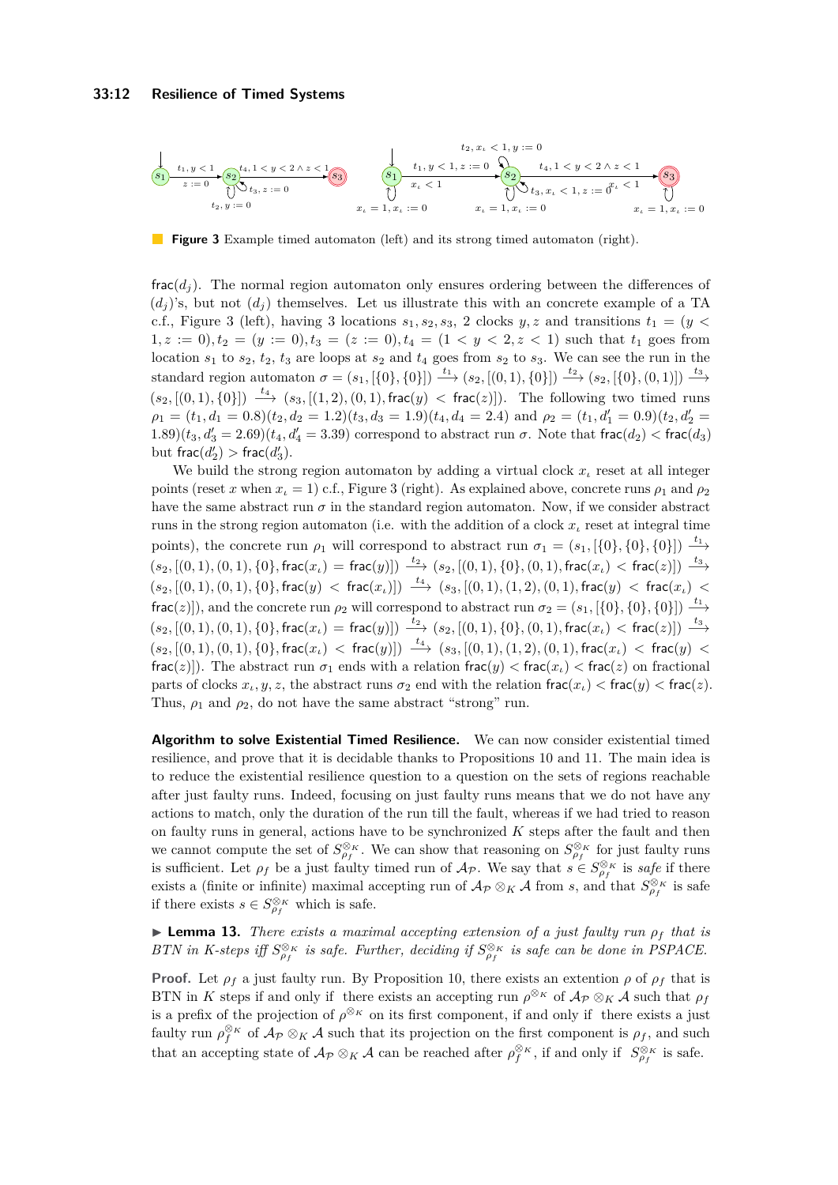Figure 3 Example timed automaton (left) and its strong timed automaton (right).

$\mathsf{frac}(d_j)$. The normal region automaton only ensures ordering between the differences of $(d_j)$'s, but not $(d_j)$ themselves. Let us illustrate this with an concrete example of a TA c.f., Figure 3 (left), having 3 locations $s_1, s_2, s_3$, 2 clocks $y, z$ and transitions $t_1 = (y < 1, z := 0), t_2 = (y := 0), t_3 = (z := 0), t_4 = (1 < y < 2, z < 1)$ such that $t_1$ goes from location $s_1$ to $s_2$, $t_2$, $t_3$ are loops at $s_2$ and $t_4$ goes from $s_2$ to $s_3$. We can see the run in the standard region automaton $\sigma = (s_1, [\{0\}, \{0\}]) \xrightarrow{t_1} (s_2, [(0,1), \{0\}]) \xrightarrow{t_2} (s_2, [\{0\}, (0,1)]) \xrightarrow{t_3} (s_2, [(0,1), \{0\}]) \xrightarrow{t_4} (s_3, [(1,2), (0,1), \mathsf{frac}(y) < \mathsf{frac}(z)])$. The following two timed runs $\rho_1 = (t_1, d_1 = 0.8)(t_2, d_2 = 1.2)(t_3, d_3 = 1.9)(t_4, d_4 = 2.4)$ and $\rho_2 = (t_1, d'_1 = 0.9)(t_2, d'_2 = 1.89)(t_3, d'_3 = 2.69)(t_4, d'_4 = 3.39)$ correspond to abstract run $\sigma$. Note that $\mathsf{frac}(d_2) < \mathsf{frac}(d_3)$ but $\mathsf{frac}(d'_2) > \mathsf{frac}(d'_3)$.

We build the strong region automaton by adding a virtual clock $x_\iota$ reset at all integer points (reset $x$ when $x_\iota = 1$) c.f., Figure 3 (right). As explained above, concrete runs $\rho_1$ and $\rho_2$ have the same abstract run $\sigma$ in the standard region automaton. Now, if we consider abstract runs in the strong region automaton (i.e. with the addition of a clock $x_\iota$ reset at integral time points), the concrete run $\rho_1$ will correspond to abstract run $\sigma_1 = (s_1, [\{0\}, \{0\}, \{0\}]) \xrightarrow{t_1} (s_2, [(0,1), (0,1), \{0\}, \mathsf{frac}(x_\iota) = \mathsf{frac}(y)]) \xrightarrow{t_2} (s_2, [(0,1), (0,1), \{0\}, (0,1), \mathsf{frac}(x_\iota) < \mathsf{frac}(z)]) \xrightarrow{t_3} (s_2, [(0,1), (0,1), \{0\}, \mathsf{frac}(y) < \mathsf{frac}(x_\iota)]) \xrightarrow{t_4} (s_3, [(0,1), (1,2), (0,1), \mathsf{frac}(y) < \mathsf{frac}(x_\iota) < \mathsf{frac}(z)])$, and the concrete run $\rho_2$ will correspond to abstract run $\sigma_2 = (s_1, [\{0\}, \{0\}, \{0\}]) \xrightarrow{t_1} (s_2, [(0,1), (0,1), \{0\}, \mathsf{frac}(x_\iota) = \mathsf{frac}(y)]) \xrightarrow{t_2} (s_2, [(0,1), (0,1), \{0\}, (0,1), \mathsf{frac}(x_\iota) < \mathsf{frac}(z)]) \xrightarrow{t_3} (s_2, [(0,1), (0,1), \{0\}, \mathsf{frac}(x_\iota) < \mathsf{frac}(y)]) \xrightarrow{t_4} (s_3, [(0,1), (1,2), (0,1), \mathsf{frac}(x_\iota) < \mathsf{frac}(y) < \mathsf{frac}(z)])$. The abstract run $\sigma_1$ ends with a relation $\mathsf{frac}(y) < \mathsf{frac}(x_\iota) < \mathsf{frac}(z)$ on fractional parts of clocks $x_\iota, y, z$, the abstract runs $\sigma_2$ end with the relation $\mathsf{frac}(x_\iota) < \mathsf{frac}(y) < \mathsf{frac}(z)$. Thus, $\rho_1$ and $\rho_2$, do not have the same abstract "strong" run.

**Algorithm to solve Existential Timed Resilience.** We can now consider existential timed resilience, and prove that it is decidable thanks to Propositions 10 and 11. The main idea is to reduce the existential resilience question to a question on the sets of regions reachable after just faulty runs. Indeed, focusing on just faulty runs means that we do not have any actions to match, only the duration of the run till the fault, whereas if we had tried to reason on faulty runs in general, actions have to be synchronized $K$ steps after the fault and then we cannot compute the set of $S^{\otimes_K}_{\rho_f}$. We can show that reasoning on $S^{\otimes_K}_{\rho_f}$ for just faulty runs is sufficient. Let $\rho_f$ be a just faulty timed run of $\mathcal{A}_\mathcal{P}$. We say that $s \in S^{\otimes_K}_{\rho_f}$ is *safe* if there exists a (finite or infinite) maximal accepting run of $\mathcal{A}_\mathcal{P} \otimes_K \mathcal{A}$ from $s$, and that $S^{\otimes_K}_{\rho_f}$ is safe if there exists $s \in S^{\otimes_K}_{\rho_f}$ which is safe.

▶ **Lemma 13.** *There exists a maximal accepting extension of a just faulty run $\rho_f$ that is BTN in K-steps iff $S^{\otimes_K}_{\rho_f}$ is safe. Further, deciding if $S^{\otimes_K}_{\rho_f}$ is safe can be done in PSPACE.*

**Proof.** Let $\rho_f$ a just faulty run. By Proposition 10, there exists an extention $\rho$ of $\rho_f$ that is BTN in $K$ steps if and only if there exists an accepting run $\rho^{\otimes_K}$ of $\mathcal{A}_\mathcal{P} \otimes_K \mathcal{A}$ such that $\rho_f$ is a prefix of the projection of $\rho^{\otimes_K}$ on its first component, if and only if there exists a just faulty run $\rho^{\otimes_K}_f$ of $\mathcal{A}_\mathcal{P} \otimes_K \mathcal{A}$ such that its projection on the first component is $\rho_f$, and such that an accepting state of $\mathcal{A}_\mathcal{P} \otimes_K \mathcal{A}$ can be reached after $\rho^{\otimes_K}_f$, if and only if $S^{\otimes_K}_{\rho_f}$ is safe.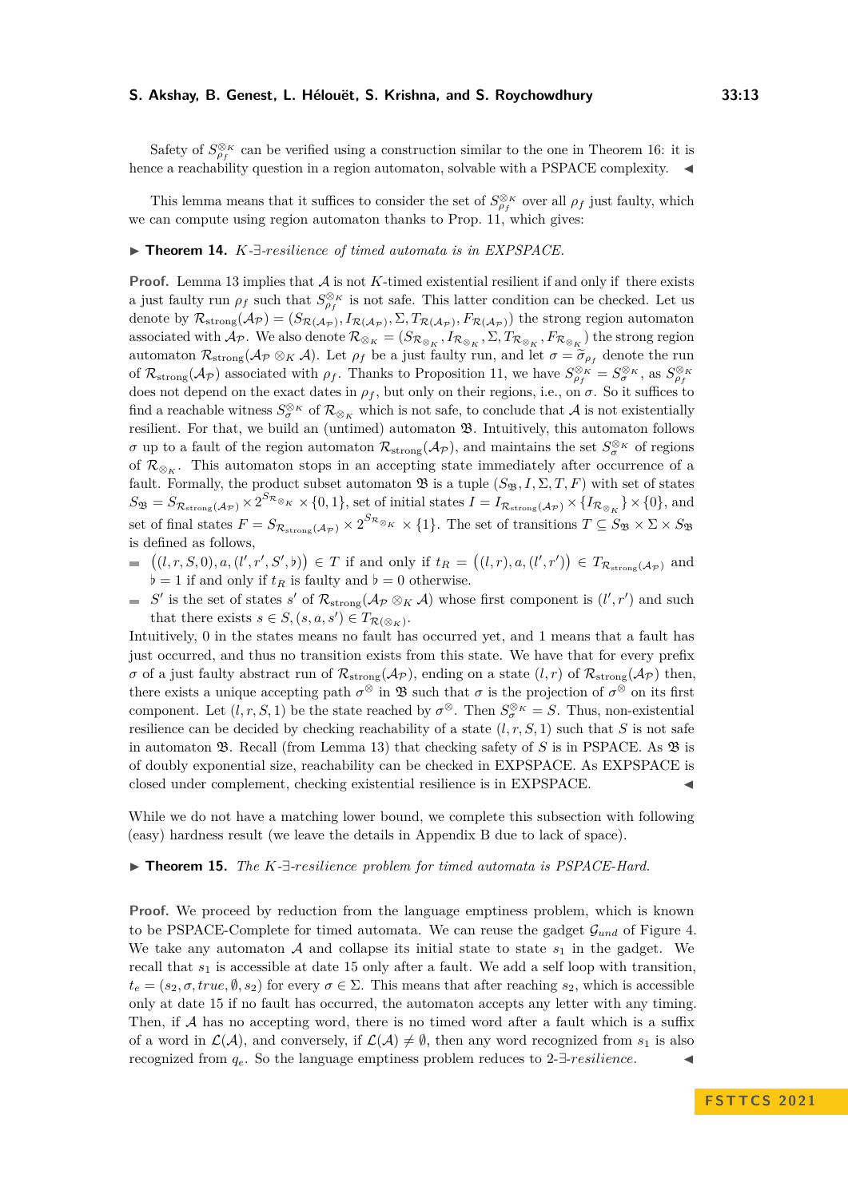Safety of $S_{\rho_f}^{\otimes_K}$ can be verified using a construction similar to the one in Theorem 16: it is hence a reachability question in a region automaton, solvable with a PSPACE complexity. ◂

This lemma means that it suffices to consider the set of $S_{\rho_f}^{\otimes_K}$ over all $\rho_f$ just faulty, which we can compute using region automaton thanks to Prop. 11, which gives:

▶ **Theorem 14.** *$K$-$\exists$-resilience of timed automata is in EXPSPACE.*

**Proof.** Lemma 13 implies that $\mathcal{A}$ is not $K$-timed existential resilient if and only if there exists a just faulty run $\rho_f$ such that $S_{\rho_f}^{\otimes_K}$ is not safe. This latter condition can be checked. Let us denote by $\mathcal{R}_{\text{strong}}(\mathcal{A}_\mathcal{P}) = (S_{\mathcal{R}(\mathcal{A}_\mathcal{P})}, I_{\mathcal{R}(\mathcal{A}_\mathcal{P})}, \Sigma, T_{\mathcal{R}(\mathcal{A}_\mathcal{P})}, F_{\mathcal{R}(\mathcal{A}_\mathcal{P})})$ the strong region automaton associated with $\mathcal{A}_\mathcal{P}$. We also denote $\mathcal{R}_{\otimes_K} = (S_{\mathcal{R}_{\otimes_K}}, I_{\mathcal{R}_{\otimes_K}}, \Sigma, T_{\mathcal{R}_{\otimes_K}}, F_{\mathcal{R}_{\otimes_K}})$ the strong region automaton $\mathcal{R}_{\text{strong}}(\mathcal{A}_\mathcal{P} \otimes_K \mathcal{A})$. Let $\rho_f$ be a just faulty run, and let $\sigma = \widetilde{\sigma}_{\rho_f}$ denote the run of $\mathcal{R}_{\text{strong}}(\mathcal{A}_\mathcal{P})$ associated with $\rho_f$. Thanks to Proposition 11, we have $S_{\rho_f}^{\otimes_K} = S_\sigma^{\otimes_K}$, as $S_{\rho_f}^{\otimes_K}$ does not depend on the exact dates in $\rho_f$, but only on their regions, i.e., on $\sigma$. So it suffices to find a reachable witness $S_\sigma^{\otimes_K}$ of $\mathcal{R}_{\otimes_K}$ which is not safe, to conclude that $\mathcal{A}$ is not existentially resilient. For that, we build an (untimed) automaton $\mathfrak{B}$. Intuitively, this automaton follows $\sigma$ up to a fault of the region automaton $\mathcal{R}_{\text{strong}}(\mathcal{A}_\mathcal{P})$, and maintains the set $S_\sigma^{\otimes_K}$ of regions of $\mathcal{R}_{\otimes_K}$. This automaton stops in an accepting state immediately after occurrence of a fault. Formally, the product subset automaton $\mathfrak{B}$ is a tuple $(S_\mathfrak{B}, I, \Sigma, T, F)$ with set of states $S_\mathfrak{B} = S_{\mathcal{R}_{\text{strong}}(\mathcal{A}_\mathcal{P})} \times 2^{S_{\mathcal{R}_{\otimes_K}}} \times \{0,1\}$, set of initial states $I = I_{\mathcal{R}_{\text{strong}}(\mathcal{A}_\mathcal{P})} \times \{I_{\mathcal{R}_{\otimes_K}}\} \times \{0\}$, and set of final states $F = S_{\mathcal{R}_{\text{strong}}(\mathcal{A}_\mathcal{P})} \times 2^{S_{\mathcal{R}_{\otimes_K}}} \times \{1\}$. The set of transitions $T \subseteq S_\mathfrak{B} \times \Sigma \times S_\mathfrak{B}$ is defined as follows,

- $((l, r, S, 0), a, (l', r', S', \flat)) \in T$ if and only if $t_R = \big((l,r), a, (l', r')\big) \in T_{\mathcal{R}_{\text{strong}}(\mathcal{A}_\mathcal{P})}$ and $\flat = 1$ if and only if $t_R$ is faulty and $\flat = 0$ otherwise.
- $S'$ is the set of states $s'$ of $\mathcal{R}_{\text{strong}}(\mathcal{A}_\mathcal{P} \otimes_K \mathcal{A})$ whose first component is $(l', r')$ and such that there exists $s \in S, (s, a, s') \in T_{\mathcal{R}(\otimes_K)}$.

Intuitively, 0 in the states means no fault has occurred yet, and 1 means that a fault has just occurred, and thus no transition exists from this state. We have that for every prefix $\sigma$ of a just faulty abstract run of $\mathcal{R}_{\text{strong}}(\mathcal{A}_\mathcal{P})$, ending on a state $(l, r)$ of $\mathcal{R}_{\text{strong}}(\mathcal{A}_\mathcal{P})$ then, there exists a unique accepting path $\sigma^\otimes$ in $\mathfrak{B}$ such that $\sigma$ is the projection of $\sigma^\otimes$ on its first component. Let $(l, r, S, 1)$ be the state reached by $\sigma^\otimes$. Then $S_\sigma^{\otimes_K} = S$. Thus, non-existential resilience can be decided by checking reachability of a state $(l, r, S, 1)$ such that $S$ is not safe in automaton $\mathfrak{B}$. Recall (from Lemma 13) that checking safety of $S$ is in PSPACE. As $\mathfrak{B}$ is of doubly exponential size, reachability can be checked in EXPSPACE. As EXPSPACE is closed under complement, checking existential resilience is in EXPSPACE. ◂

While we do not have a matching lower bound, we complete this subsection with following (easy) hardness result (we leave the details in Appendix B due to lack of space).

▶ **Theorem 15.** *The $K$-$\exists$-resilience problem for timed automata is PSPACE-Hard.*

**Proof.** We proceed by reduction from the language emptiness problem, which is known to be PSPACE-Complete for timed automata. We can reuse the gadget $\mathcal{G}_{und}$ of Figure 4. We take any automaton $\mathcal{A}$ and collapse its initial state to state $s_1$ in the gadget. We recall that $s_1$ is accessible at date 15 only after a fault. We add a self loop with transition, $t_e = (s_2, \sigma, true, \emptyset, s_2)$ for every $\sigma \in \Sigma$. This means that after reaching $s_2$, which is accessible only at date 15 if no fault has occurred, the automaton accepts any letter with any timing. Then, if $\mathcal{A}$ has no accepting word, there is no timed word after a fault which is a suffix of a word in $\mathcal{L}(\mathcal{A})$, and conversely, if $\mathcal{L}(\mathcal{A}) \neq \emptyset$, then any word recognized from $s_1$ is also recognized from $q_e$. So the language emptiness problem reduces to 2-$\exists$-*resilience*. ◂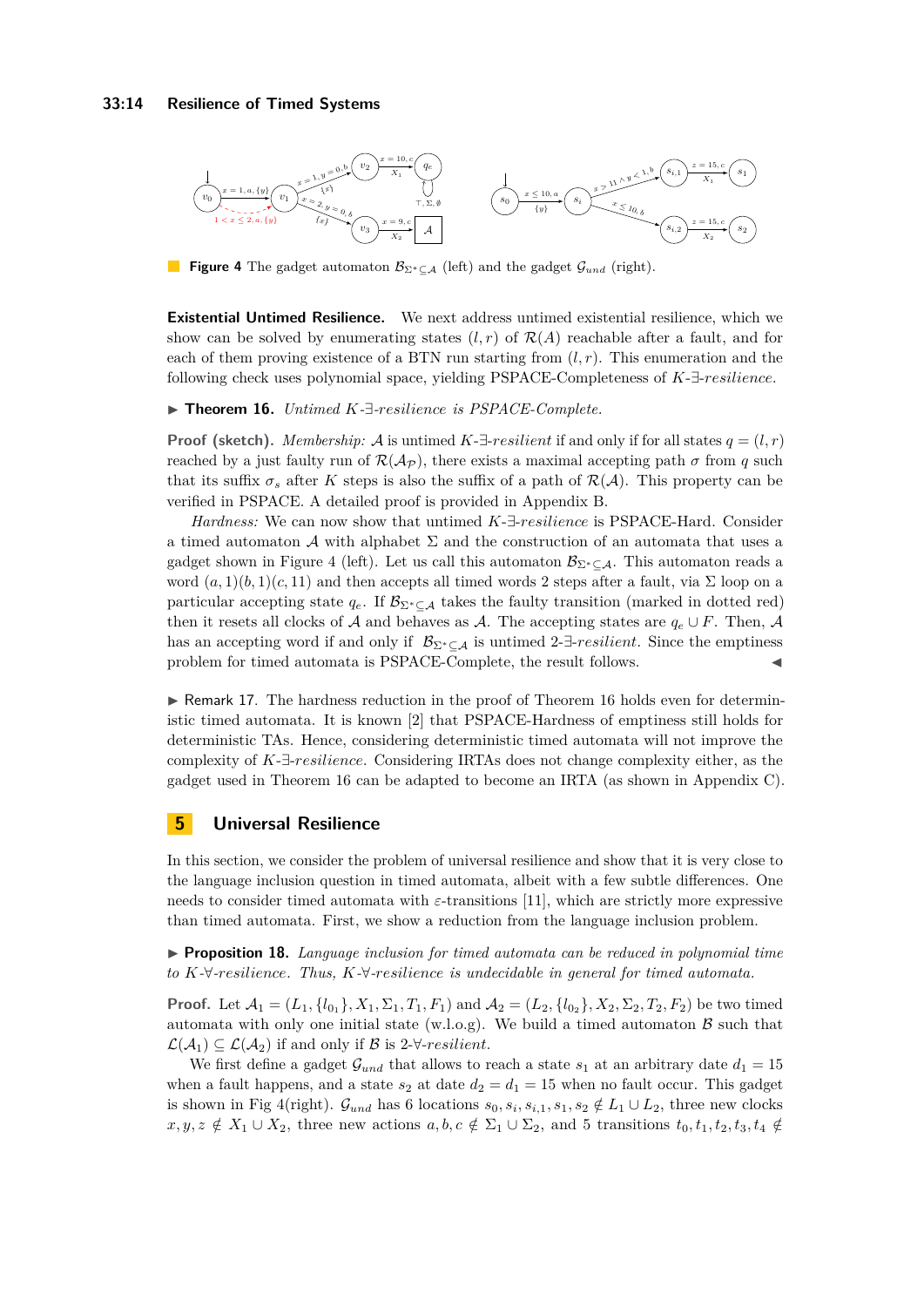**Figure 4** The gadget automaton $\mathcal{B}_{\Sigma^* \subseteq \mathcal{A}}$ (left) and the gadget $\mathcal{G}_{und}$ (right).

**Existential Untimed Resilience.** We next address untimed existential resilience, which we show can be solved by enumerating states $(l, r)$ of $\mathcal{R}(A)$ reachable after a fault, and for each of them proving existence of a BTN run starting from $(l, r)$. This enumeration and the following check uses polynomial space, yielding PSPACE-Completeness of $K$-$\exists$-*resilience*.

▶ **Theorem 16.** *Untimed $K$-$\exists$-resilience is PSPACE-Complete.*

**Proof (sketch).** *Membership:* $\mathcal{A}$ is untimed $K$-$\exists$-*resilient* if and only if for all states $q = (l, r)$ reached by a just faulty run of $\mathcal{R}(\mathcal{A}_{\mathcal{P}})$, there exists a maximal accepting path $\sigma$ from $q$ such that its suffix $\sigma_s$ after $K$ steps is also the suffix of a path of $\mathcal{R}(\mathcal{A})$. This property can be verified in PSPACE. A detailed proof is provided in Appendix B.

*Hardness:* We can now show that untimed $K$-$\exists$-*resilience* is PSPACE-Hard. Consider a timed automaton $\mathcal{A}$ with alphabet $\Sigma$ and the construction of an automata that uses a gadget shown in Figure 4 (left). Let us call this automaton $\mathcal{B}_{\Sigma^* \subseteq \mathcal{A}}$. This automaton reads a word $(a, 1)(b, 1)(c, 11)$ and then accepts all timed words 2 steps after a fault, via $\Sigma$ loop on a particular accepting state $q_e$. If $\mathcal{B}_{\Sigma^* \subseteq \mathcal{A}}$ takes the faulty transition (marked in dotted red) then it resets all clocks of $\mathcal{A}$ and behaves as $\mathcal{A}$. The accepting states are $q_e \cup F$. Then, $\mathcal{A}$ has an accepting word if and only if $\mathcal{B}_{\Sigma^* \subseteq \mathcal{A}}$ is untimed 2-$\exists$-*resilient*. Since the emptiness problem for timed automata is PSPACE-Complete, the result follows. ◀

▶ Remark 17. The hardness reduction in the proof of Theorem 16 holds even for deterministic timed automata. It is known [2] that PSPACE-Hardness of emptiness still holds for deterministic TAs. Hence, considering deterministic timed automata will not improve the complexity of $K$-$\exists$-*resilience*. Considering IRTAs does not change complexity either, as the gadget used in Theorem 16 can be adapted to become an IRTA (as shown in Appendix C).

## 5 Universal Resilience

In this section, we consider the problem of universal resilience and show that it is very close to the language inclusion question in timed automata, albeit with a few subtle differences. One needs to consider timed automata with $\varepsilon$-transitions [11], which are strictly more expressive than timed automata. First, we show a reduction from the language inclusion problem.

▶ **Proposition 18.** *Language inclusion for timed automata can be reduced in polynomial time to $K$-$\forall$-resilience. Thus, $K$-$\forall$-resilience is undecidable in general for timed automata.*

**Proof.** Let $\mathcal{A}_1 = (L_1, \{l_{0_1}\}, X_1, \Sigma_1, T_1, F_1)$ and $\mathcal{A}_2 = (L_2, \{l_{0_2}\}, X_2, \Sigma_2, T_2, F_2)$ be two timed automata with only one initial state (w.l.o.g). We build a timed automaton $\mathcal{B}$ such that $\mathcal{L}(\mathcal{A}_1) \subseteq \mathcal{L}(\mathcal{A}_2)$ if and only if $\mathcal{B}$ is 2-$\forall$-*resilient*.

We first define a gadget $\mathcal{G}_{und}$ that allows to reach a state $s_1$ at an arbitrary date $d_1 = 15$ when a fault happens, and a state $s_2$ at date $d_2 = d_1 = 15$ when no fault occur. This gadget is shown in Fig 4(right). $\mathcal{G}_{und}$ has 6 locations $s_0, s_i, s_{i,1}, s_1, s_2 \notin L_1 \cup L_2$, three new clocks $x, y, z \notin X_1 \cup X_2$, three new actions $a, b, c \notin \Sigma_1 \cup \Sigma_2$, and 5 transitions $t_0, t_1, t_2, t_3, t_4 \notin$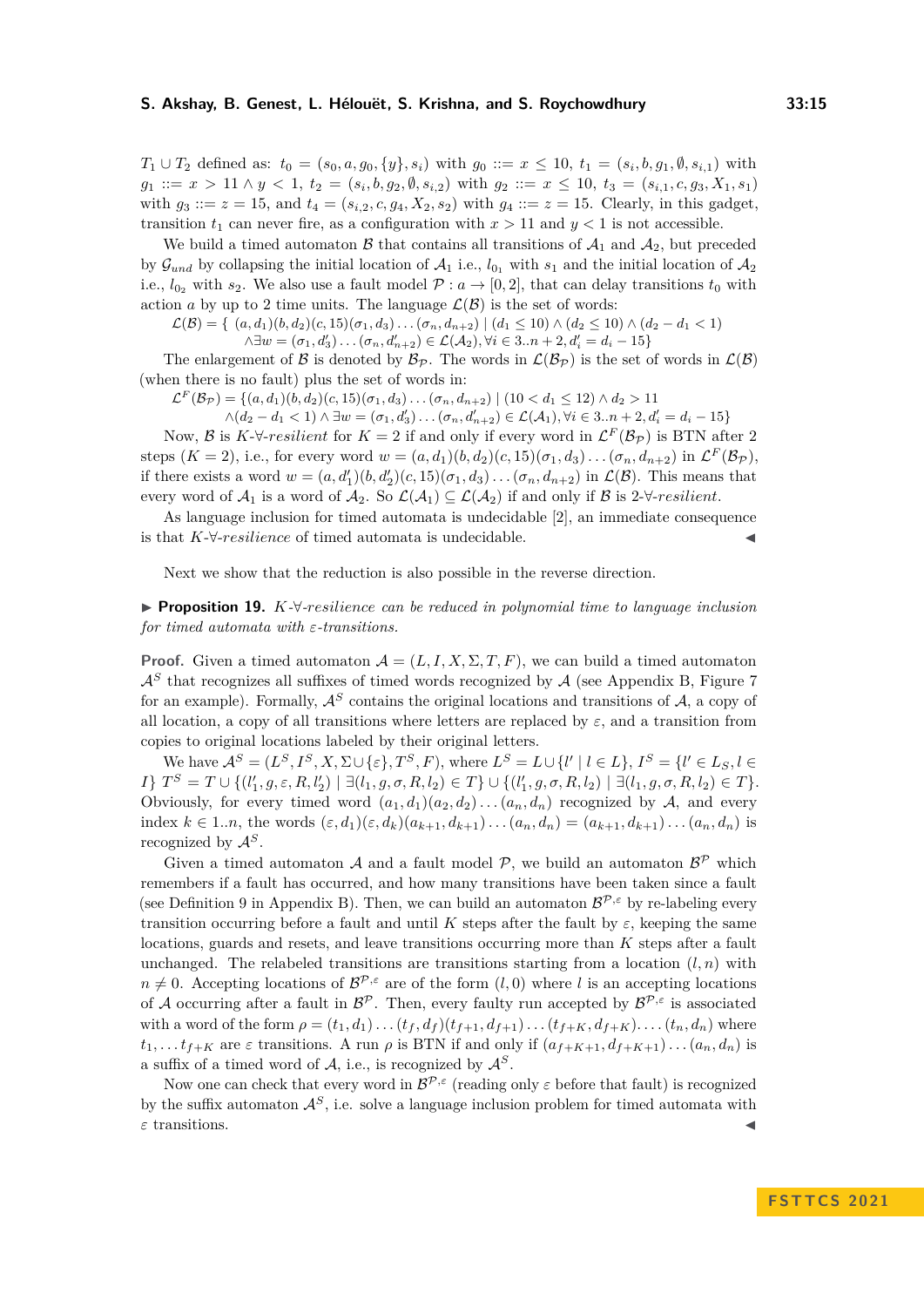$T_1 \cup T_2$ defined as: $t_0 = (s_0, a, g_0, \{y\}, s_i)$ with $g_0 ::= x \leq 10$, $t_1 = (s_i, b, g_1, \emptyset, s_{i,1})$ with $g_1 ::= x > 11 \wedge y < 1$, $t_2 = (s_i, b, g_2, \emptyset, s_{i,2})$ with $g_2 ::= x \leq 10$, $t_3 = (s_{i,1}, c, g_3, X_1, s_1)$ with $g_3 ::= z = 15$, and $t_4 = (s_{i,2}, c, g_4, X_2, s_2)$ with $g_4 ::= z = 15$. Clearly, in this gadget, transition $t_1$ can never fire, as a configuration with $x > 11$ and $y < 1$ is not accessible.

We build a timed automaton $\mathcal{B}$ that contains all transitions of $\mathcal{A}_1$ and $\mathcal{A}_2$, but preceded by $\mathcal{G}_{und}$ by collapsing the initial location of $\mathcal{A}_1$ i.e., $l_{0_1}$ with $s_1$ and the initial location of $\mathcal{A}_2$ i.e., $l_{0_2}$ with $s_2$. We also use a fault model $\mathcal{P} : a \to [0, 2]$, that can delay transitions $t_0$ with action $a$ by up to 2 time units. The language $\mathcal{L}(\mathcal{B})$ is the set of words:

$$\mathcal{L}(\mathcal{B}) = \{\ (a, d_1)(b, d_2)(c, 15)(\sigma_1, d_3) \dots (\sigma_n, d_{n+2}) \mid (d_1 \leq 10) \wedge (d_2 \leq 10) \wedge (d_2 - d_1 < 1)$$
$$\wedge \exists w = (\sigma_1, d_3') \dots (\sigma_n, d_{n+2}') \in \mathcal{L}(\mathcal{A}_2), \forall i \in 3..n+2, d_i' = d_i - 15\}$$

The enlargement of $\mathcal{B}$ is denoted by $\mathcal{B}_{\mathcal{P}}$. The words in $\mathcal{L}(\mathcal{B}_{\mathcal{P}})$ is the set of words in $\mathcal{L}(\mathcal{B})$ (when there is no fault) plus the set of words in:

$$\mathcal{L}^F(\mathcal{B}_{\mathcal{P}}) = \{(a, d_1)(b, d_2)(c, 15)(\sigma_1, d_3) \dots (\sigma_n, d_{n+2}) \mid (10 < d_1 \leq 12) \wedge d_2 > 11$$
$$\wedge (d_2 - d_1 < 1) \wedge \exists w = (\sigma_1, d_3') \dots (\sigma_n, d_{n+2}') \in \mathcal{L}(\mathcal{A}_1), \forall i \in 3..n+2, d_i' = d_i - 15\}$$

Now, $\mathcal{B}$ is *$K$-$\forall$-resilient* for $K = 2$ if and only if every word in $\mathcal{L}^F(\mathcal{B}_{\mathcal{P}})$ is BTN after 2 steps ($K = 2$), i.e., for every word $w = (a, d_1)(b, d_2)(c, 15)(\sigma_1, d_3) \dots (\sigma_n, d_{n+2})$ in $\mathcal{L}^F(\mathcal{B}_{\mathcal{P}})$, if there exists a word $w = (a, d_1')(b, d_2')(c, 15)(\sigma_1, d_3) \dots (\sigma_n, d_{n+2})$ in $\mathcal{L}(\mathcal{B})$. This means that every word of $\mathcal{A}_1$ is a word of $\mathcal{A}_2$. So $\mathcal{L}(\mathcal{A}_1) \subseteq \mathcal{L}(\mathcal{A}_2)$ if and only if $\mathcal{B}$ is *2-$\forall$-resilient*.

As language inclusion for timed automata is undecidable [2], an immediate consequence is that *$K$-$\forall$-resilience* of timed automata is undecidable. ◀

Next we show that the reduction is also possible in the reverse direction.

▶ **Proposition 19.** *$K$-$\forall$-resilience can be reduced in polynomial time to language inclusion for timed automata with $\varepsilon$-transitions.*

**Proof.** Given a timed automaton $\mathcal{A} = (L, I, X, \Sigma, T, F)$, we can build a timed automaton $\mathcal{A}^S$ that recognizes all suffixes of timed words recognized by $\mathcal{A}$ (see Appendix B, Figure 7 for an example). Formally, $\mathcal{A}^S$ contains the original locations and transitions of $\mathcal{A}$, a copy of all location, a copy of all transitions where letters are replaced by $\varepsilon$, and a transition from copies to original locations labeled by their original letters.

We have $\mathcal{A}^S = (L^S, I^S, X, \Sigma \cup \{\varepsilon\}, T^S, F)$, where $L^S = L \cup \{l' \mid l \in L\}$, $I^S = \{l' \in L_S, l \in I\}$ $T^S = T \cup \{(l_1', g, \varepsilon, R, l_2') \mid \exists (l_1, g, \sigma, R, l_2) \in T\} \cup \{(l_1', g, \sigma, R, l_2) \mid \exists (l_1, g, \sigma, R, l_2) \in T\}$. Obviously, for every timed word $(a_1, d_1)(a_2, d_2) \dots (a_n, d_n)$ recognized by $\mathcal{A}$, and every index $k \in 1..n$, the words $(\varepsilon, d_1)(\varepsilon, d_k)(a_{k+1}, d_{k+1}) \dots (a_n, d_n) = (a_{k+1}, d_{k+1}) \dots (a_n, d_n)$ is recognized by $\mathcal{A}^S$.

Given a timed automaton $\mathcal{A}$ and a fault model $\mathcal{P}$, we build an automaton $\mathcal{B}^{\mathcal{P}}$ which remembers if a fault has occurred, and how many transitions have been taken since a fault (see Definition 9 in Appendix B). Then, we can build an automaton $\mathcal{B}^{\mathcal{P},\varepsilon}$ by re-labeling every transition occurring before a fault and until $K$ steps after the fault by $\varepsilon$, keeping the same locations, guards and resets, and leave transitions occurring more than $K$ steps after a fault unchanged. The relabeled transitions are transitions starting from a location $(l, n)$ with $n \neq 0$. Accepting locations of $\mathcal{B}^{\mathcal{P},\varepsilon}$ are of the form $(l, 0)$ where $l$ is an accepting locations of $\mathcal{A}$ occurring after a fault in $\mathcal{B}^{\mathcal{P}}$. Then, every faulty run accepted by $\mathcal{B}^{\mathcal{P},\varepsilon}$ is associated with a word of the form $\rho = (t_1, d_1) \dots (t_f, d_f)(t_{f+1}, d_{f+1}) \dots (t_{f+K}, d_{f+K}). \dots (t_n, d_n)$ where $t_1, \dots t_{f+K}$ are $\varepsilon$ transitions. A run $\rho$ is BTN if and only if $(a_{f+K+1}, d_{f+K+1}) \dots (a_n, d_n)$ is a suffix of a timed word of $\mathcal{A}$, i.e., is recognized by $\mathcal{A}^S$.

Now one can check that every word in $\mathcal{B}^{\mathcal{P},\varepsilon}$ (reading only $\varepsilon$ before that fault) is recognized by the suffix automaton $\mathcal{A}^S$, i.e. solve a language inclusion problem for timed automata with $\varepsilon$ transitions. ◀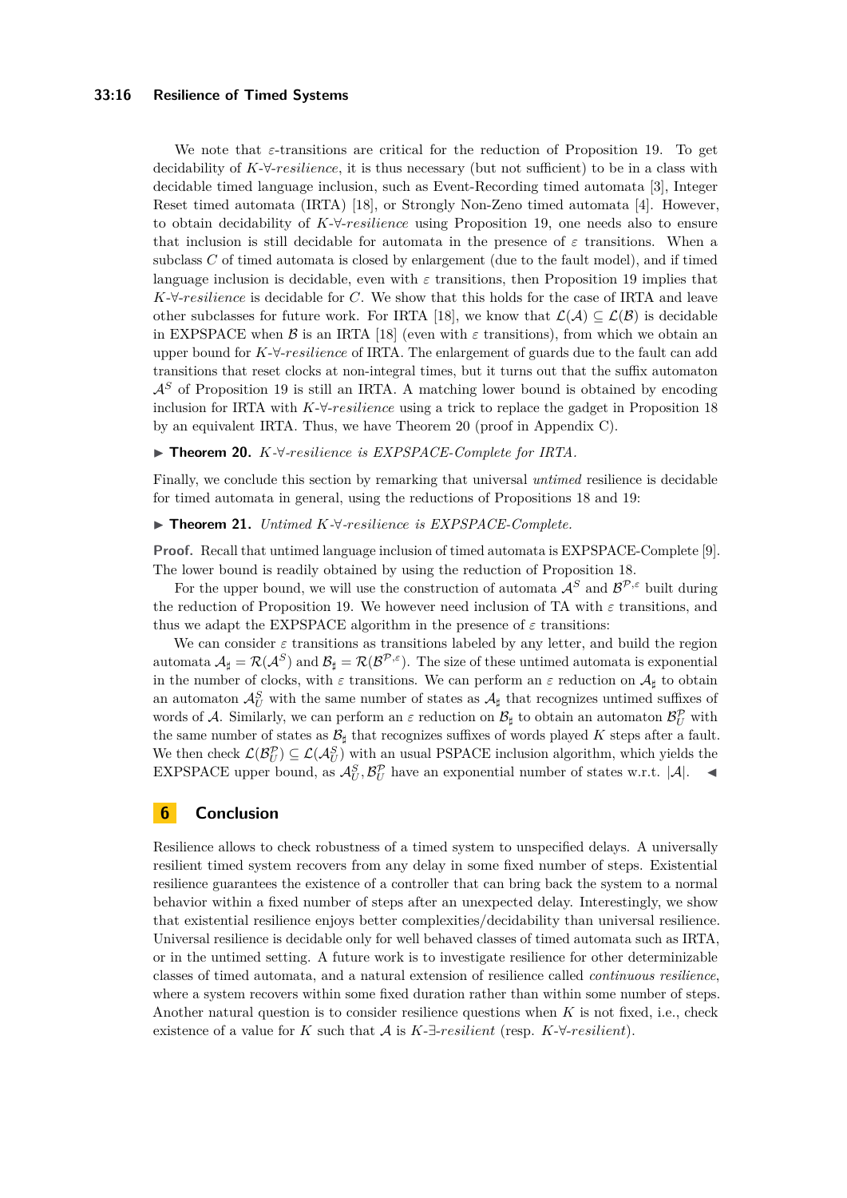We note that $\varepsilon$-transitions are critical for the reduction of Proposition 19. To get decidability of $K$-$\forall$-*resilience*, it is thus necessary (but not sufficient) to be in a class with decidable timed language inclusion, such as Event-Recording timed automata [3], Integer Reset timed automata (IRTA) [18], or Strongly Non-Zeno timed automata [4]. However, to obtain decidability of $K$-$\forall$-*resilience* using Proposition 19, one needs also to ensure that inclusion is still decidable for automata in the presence of $\varepsilon$ transitions. When a subclass $C$ of timed automata is closed by enlargement (due to the fault model), and if timed language inclusion is decidable, even with $\varepsilon$ transitions, then Proposition 19 implies that $K$-$\forall$-*resilience* is decidable for $C$. We show that this holds for the case of IRTA and leave other subclasses for future work. For IRTA [18], we know that $\mathcal{L}(\mathcal{A}) \subseteq \mathcal{L}(\mathcal{B})$ is decidable in EXPSPACE when $\mathcal{B}$ is an IRTA [18] (even with $\varepsilon$ transitions), from which we obtain an upper bound for $K$-$\forall$-*resilience* of IRTA. The enlargement of guards due to the fault can add transitions that reset clocks at non-integral times, but it turns out that the suffix automaton $\mathcal{A}^S$ of Proposition 19 is still an IRTA. A matching lower bound is obtained by encoding inclusion for IRTA with $K$-$\forall$-*resilience* using a trick to replace the gadget in Proposition 18 by an equivalent IRTA. Thus, we have Theorem 20 (proof in Appendix C).

▶ **Theorem 20.** *$K$-$\forall$-resilience is EXPSPACE-Complete for IRTA.*

Finally, we conclude this section by remarking that universal *untimed* resilience is decidable for timed automata in general, using the reductions of Propositions 18 and 19:

▶ **Theorem 21.** *Untimed $K$-$\forall$-resilience is EXPSPACE-Complete.*

**Proof.** Recall that untimed language inclusion of timed automata is EXPSPACE-Complete [9]. The lower bound is readily obtained by using the reduction of Proposition 18.

For the upper bound, we will use the construction of automata $\mathcal{A}^S$ and $\mathcal{B}^{\mathcal{P},\varepsilon}$ built during the reduction of Proposition 19. We however need inclusion of TA with $\varepsilon$ transitions, and thus we adapt the EXPSPACE algorithm in the presence of $\varepsilon$ transitions:

We can consider $\varepsilon$ transitions as transitions labeled by any letter, and build the region automata $\mathcal{A}_\sharp = \mathcal{R}(\mathcal{A}^S)$ and $\mathcal{B}_\sharp = \mathcal{R}(\mathcal{B}^{\mathcal{P},\varepsilon})$. The size of these untimed automata is exponential in the number of clocks, with $\varepsilon$ transitions. We can perform an $\varepsilon$ reduction on $\mathcal{A}_\sharp$ to obtain an automaton $\mathcal{A}^S_U$ with the same number of states as $\mathcal{A}_\sharp$ that recognizes untimed suffixes of words of $\mathcal{A}$. Similarly, we can perform an $\varepsilon$ reduction on $\mathcal{B}_\sharp$ to obtain an automaton $\mathcal{B}^{\mathcal{P}}_U$ with the same number of states as $\mathcal{B}_\sharp$ that recognizes suffixes of words played $K$ steps after a fault. We then check $\mathcal{L}(\mathcal{B}^{\mathcal{P}}_U) \subseteq \mathcal{L}(\mathcal{A}^S_U)$ with an usual PSPACE inclusion algorithm, which yields the EXPSPACE upper bound, as $\mathcal{A}^S_U, \mathcal{B}^{\mathcal{P}}_U$ have an exponential number of states w.r.t. $|\mathcal{A}|$. ◀

## 6 Conclusion

Resilience allows to check robustness of a timed system to unspecified delays. A universally resilient timed system recovers from any delay in some fixed number of steps. Existential resilience guarantees the existence of a controller that can bring back the system to a normal behavior within a fixed number of steps after an unexpected delay. Interestingly, we show that existential resilience enjoys better complexities/decidability than universal resilience. Universal resilience is decidable only for well behaved classes of timed automata such as IRTA, or in the untimed setting. A future work is to investigate resilience for other determinizable classes of timed automata, and a natural extension of resilience called *continuous resilience*, where a system recovers within some fixed duration rather than within some number of steps. Another natural question is to consider resilience questions when $K$ is not fixed, i.e., check existence of a value for $K$ such that $\mathcal{A}$ is $K$-$\exists$-*resilient* (resp. $K$-$\forall$-*resilient*).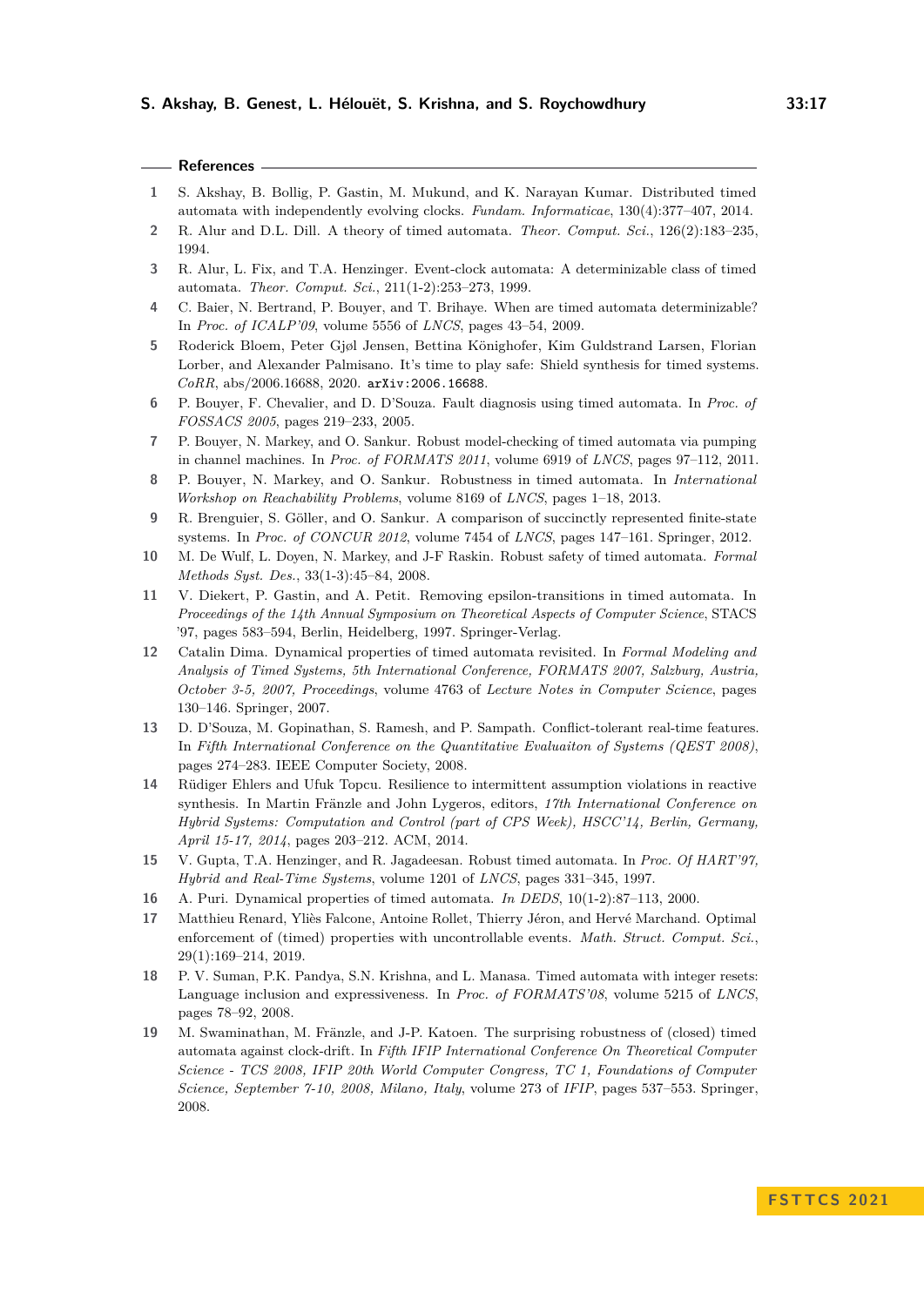## References

1. S. Akshay, B. Bollig, P. Gastin, M. Mukund, and K. Narayan Kumar. Distributed timed automata with independently evolving clocks. *Fundam. Informaticae*, 130(4):377–407, 2014.
2. R. Alur and D.L. Dill. A theory of timed automata. *Theor. Comput. Sci.*, 126(2):183–235, 1994.
3. R. Alur, L. Fix, and T.A. Henzinger. Event-clock automata: A determinizable class of timed automata. *Theor. Comput. Sci.*, 211(1-2):253–273, 1999.
4. C. Baier, N. Bertrand, P. Bouyer, and T. Brihaye. When are timed automata determinizable? In *Proc. of ICALP'09*, volume 5556 of *LNCS*, pages 43–54, 2009.
5. Roderick Bloem, Peter Gjøl Jensen, Bettina Könighofer, Kim Guldstrand Larsen, Florian Lorber, and Alexander Palmisano. It's time to play safe: Shield synthesis for timed systems. *CoRR*, abs/2006.16688, 2020. `arXiv:2006.16688`.
6. P. Bouyer, F. Chevalier, and D. D'Souza. Fault diagnosis using timed automata. In *Proc. of FOSSACS 2005*, pages 219–233, 2005.
7. P. Bouyer, N. Markey, and O. Sankur. Robust model-checking of timed automata via pumping in channel machines. In *Proc. of FORMATS 2011*, volume 6919 of *LNCS*, pages 97–112, 2011.
8. P. Bouyer, N. Markey, and O. Sankur. Robustness in timed automata. In *International Workshop on Reachability Problems*, volume 8169 of *LNCS*, pages 1–18, 2013.
9. R. Brenguier, S. Göller, and O. Sankur. A comparison of succinctly represented finite-state systems. In *Proc. of CONCUR 2012*, volume 7454 of *LNCS*, pages 147–161. Springer, 2012.
10. M. De Wulf, L. Doyen, N. Markey, and J-F Raskin. Robust safety of timed automata. *Formal Methods Syst. Des.*, 33(1-3):45–84, 2008.
11. V. Diekert, P. Gastin, and A. Petit. Removing epsilon-transitions in timed automata. In *Proceedings of the 14th Annual Symposium on Theoretical Aspects of Computer Science*, STACS '97, pages 583–594, Berlin, Heidelberg, 1997. Springer-Verlag.
12. Catalin Dima. Dynamical properties of timed automata revisited. In *Formal Modeling and Analysis of Timed Systems, 5th International Conference, FORMATS 2007, Salzburg, Austria, October 3-5, 2007, Proceedings*, volume 4763 of *Lecture Notes in Computer Science*, pages 130–146. Springer, 2007.
13. D. D'Souza, M. Gopinathan, S. Ramesh, and P. Sampath. Conflict-tolerant real-time features. In *Fifth International Conference on the Quantitative Evaluaiton of Systems (QEST 2008)*, pages 274–283. IEEE Computer Society, 2008.
14. Rüdiger Ehlers and Ufuk Topcu. Resilience to intermittent assumption violations in reactive synthesis. In Martin Fränzle and John Lygeros, editors, *17th International Conference on Hybrid Systems: Computation and Control (part of CPS Week), HSCC'14, Berlin, Germany, April 15-17, 2014*, pages 203–212. ACM, 2014.
15. V. Gupta, T.A. Henzinger, and R. Jagadeesan. Robust timed automata. In *Proc. Of HART'97, Hybrid and Real-Time Systems*, volume 1201 of *LNCS*, pages 331–345, 1997.
16. A. Puri. Dynamical properties of timed automata. *In DEDS*, 10(1-2):87–113, 2000.
17. Matthieu Renard, Yliès Falcone, Antoine Rollet, Thierry Jéron, and Hervé Marchand. Optimal enforcement of (timed) properties with uncontrollable events. *Math. Struct. Comput. Sci.*, 29(1):169–214, 2019.
18. P. V. Suman, P.K. Pandya, S.N. Krishna, and L. Manasa. Timed automata with integer resets: Language inclusion and expressiveness. In *Proc. of FORMATS'08*, volume 5215 of *LNCS*, pages 78–92, 2008.
19. M. Swaminathan, M. Fränzle, and J-P. Katoen. The surprising robustness of (closed) timed automata against clock-drift. In *Fifth IFIP International Conference On Theoretical Computer Science - TCS 2008, IFIP 20th World Computer Congress, TC 1, Foundations of Computer Science, September 7-10, 2008, Milano, Italy*, volume 273 of *IFIP*, pages 537–553. Springer, 2008.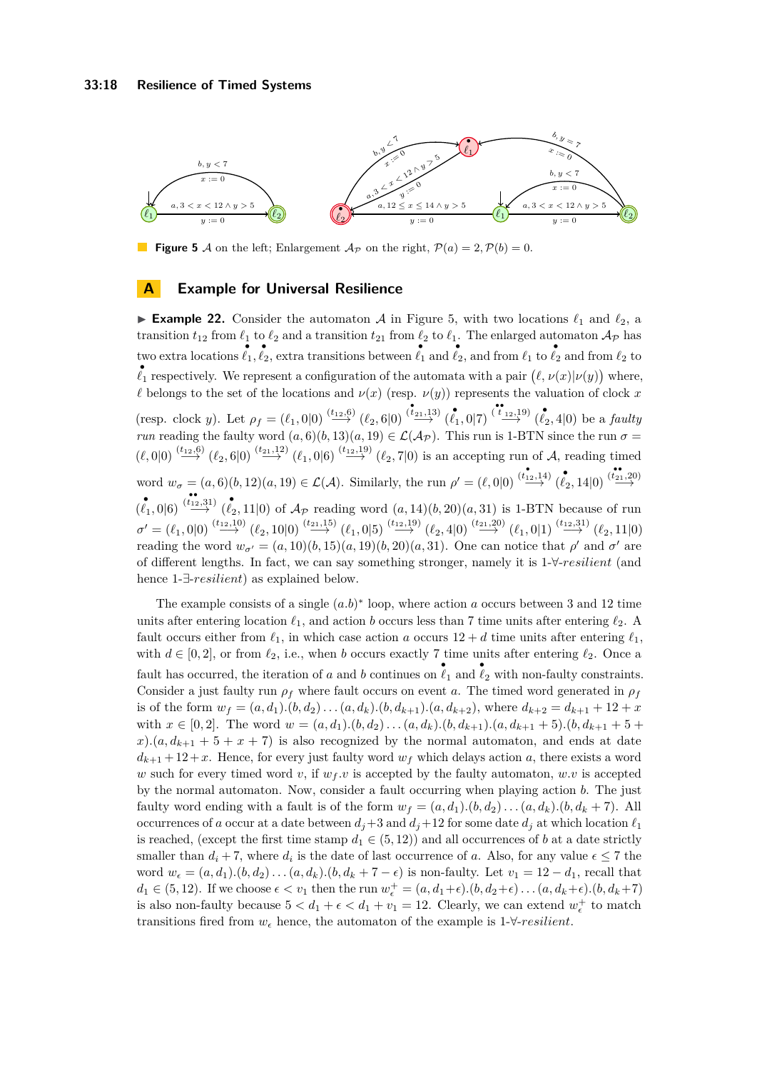$b, y < 7$

$x := 0$

$a, 3 < x < 12 \wedge y > 5$

$y := 0$

$\ell_1$ $\ell_2$

$b, y < 7$

$x := 0$

$a, 3 < x < 12 \wedge y > 5$

$y := 0$

$b, y = 7$

$x := 0$

$b, y < 7$

$x := 0$

$a, 12 \leq x \leq 14 \wedge y > 5$

$y := 0$

$a, 3 < x < 12 \wedge y > 5$

$y := 0$

$\overset{\bullet}{\ell_1}$ $\overset{\bullet}{\ell_2}$ $\ell_1$ $\ell_2$

**Figure 5** $\mathcal{A}$ on the left; Enlargement $\mathcal{A}_\mathcal{P}$ on the right, $\mathcal{P}(a) = 2, \mathcal{P}(b) = 0$.

# A Example for Universal Resilience

▶ **Example 22.** Consider the automaton $\mathcal{A}$ in Figure 5, with two locations $\ell_1$ and $\ell_2$, a transition $t_{12}$ from $\ell_1$ to $\ell_2$ and a transition $t_{21}$ from $\ell_2$ to $\ell_1$. The enlarged automaton $\mathcal{A}_\mathcal{P}$ has two extra locations $\overset{\bullet}{\ell_1}, \overset{\bullet}{\ell_2}$, extra transitions between $\overset{\bullet}{\ell_1}$ and $\overset{\bullet}{\ell_2}$, and from $\ell_1$ to $\overset{\bullet}{\ell_2}$ and from $\ell_2$ to $\overset{\bullet}{\ell_1}$ respectively. We represent a configuration of the automata with a pair $(\ell, \nu(x)|\nu(y))$ where, $\ell$ belongs to the set of the locations and $\nu(x)$ (resp. $\nu(y)$) represents the valuation of clock $x$ (resp. clock $y$). Let $\rho_f = (\ell_1, 0|0) \xrightarrow{(t_{12},6)} (\ell_2, 6|0) \xrightarrow{(\overset{\bullet}{t}_{21},13)} (\overset{\bullet}{\ell_1}, 0|7) \xrightarrow{(\overset{\bullet\bullet}{t}_{12},19)} (\overset{\bullet}{\ell_2}, 4|0)$ be a *faulty run* reading the faulty word $(a, 6)(b, 13)(a, 19) \in \mathcal{L}(\mathcal{A}_\mathcal{P})$. This run is 1-BTN since the run $\sigma = (\ell, 0|0) \xrightarrow{(t_{12},6)} (\ell_2, 6|0) \xrightarrow{(t_{21},12)} (\ell_1, 0|6) \xrightarrow{(t_{12},19)} (\ell_2, 7|0)$ is an accepting run of $\mathcal{A}$, reading timed word $w_\sigma = (a, 6)(b, 12)(a, 19) \in \mathcal{L}(\mathcal{A})$. Similarly, the run $\rho' = (\ell, 0|0) \xrightarrow{(\overset{\bullet}{t}_{12},14)} (\overset{\bullet}{\ell_2}, 14|0) \xrightarrow{(\overset{\bullet\bullet}{t}_{21},20)} (\overset{\bullet}{\ell_1}, 0|6) \xrightarrow{(\overset{\bullet\bullet}{t}_{12},31)} (\overset{\bullet}{\ell_2}, 11|0)$ of $\mathcal{A}_\mathcal{P}$ reading word $(a, 14)(b, 20)(a, 31)$ is 1-BTN because of run $\sigma' = (\ell_1, 0|0) \xrightarrow{(t_{12},10)} (\ell_2, 10|0) \xrightarrow{(t_{21},15)} (\ell_1, 0|5) \xrightarrow{(t_{12},19)} (\ell_2, 4|0) \xrightarrow{(t_{21},20)} (\ell_1, 0|1) \xrightarrow{(t_{12},31)} (\ell_2, 11|0)$ reading the word $w_{\sigma'} = (a, 10)(b, 15)(a, 19)(b, 20)(a, 31)$. One can notice that $\rho'$ and $\sigma'$ are of different lengths. In fact, we can say something stronger, namely it is 1-$\forall$-*resilient* (and hence 1-$\exists$-*resilient*) as explained below.

The example consists of a single $(a.b)^*$ loop, where action $a$ occurs between 3 and 12 time units after entering location $\ell_1$, and action $b$ occurs less than 7 time units after entering $\ell_2$. A fault occurs either from $\ell_1$, in which case action $a$ occurs $12 + d$ time units after entering $\ell_1$, with $d \in [0, 2]$, or from $\ell_2$, i.e., when $b$ occurs exactly 7 time units after entering $\ell_2$. Once a fault has occurred, the iteration of $a$ and $b$ continues on $\overset{\bullet}{\ell_1}$ and $\overset{\bullet}{\ell_2}$ with non-faulty constraints. Consider a just faulty run $\rho_f$ where fault occurs on event $a$. The timed word generated in $\rho_f$ is of the form $w_f = (a, d_1).(b, d_2) \dots (a, d_k).(b, d_{k+1}).(a, d_{k+2})$, where $d_{k+2} = d_{k+1} + 12 + x$ with $x \in [0, 2]$. The word $w = (a, d_1).(b, d_2) \dots (a, d_k).(b, d_{k+1}).(a, d_{k+1} + 5).(b, d_{k+1} + 5 + x).(a, d_{k+1} + 5 + x + 7)$ is also recognized by the normal automaton, and ends at date $d_{k+1} + 12 + x$. Hence, for every just faulty word $w_f$ which delays action $a$, there exists a word $w$ such for every timed word $v$, if $w_f.v$ is accepted by the faulty automaton, $w.v$ is accepted by the normal automaton. Now, consider a fault occurring when playing action $b$. The just faulty word ending with a fault is of the form $w_f = (a, d_1).(b, d_2) \dots (a, d_k).(b, d_k + 7)$. All occurrences of $a$ occur at a date between $d_j + 3$ and $d_j + 12$ for some date $d_j$ at which location $\ell_1$ is reached, (except the first time stamp $d_1 \in (5, 12)$) and all occurrences of $b$ at a date strictly smaller than $d_i + 7$, where $d_i$ is the date of last occurrence of $a$. Also, for any value $\epsilon \leq 7$ the word $w_\epsilon = (a, d_1).(b, d_2) \dots (a, d_k).(b, d_k + 7 - \epsilon)$ is non-faulty. Let $v_1 = 12 - d_1$, recall that $d_1 \in (5, 12)$. If we choose $\epsilon < v_1$ then the run $w^+_\epsilon = (a, d_1 + \epsilon).(b, d_2 + \epsilon) \dots (a, d_k + \epsilon).(b, d_k + 7)$ is also non-faulty because $5 < d_1 + \epsilon < d_1 + v_1 = 12$. Clearly, we can extend $w^+_\epsilon$ to match transitions fired from $w_\epsilon$ hence, the automaton of the example is 1-$\forall$-*resilient*.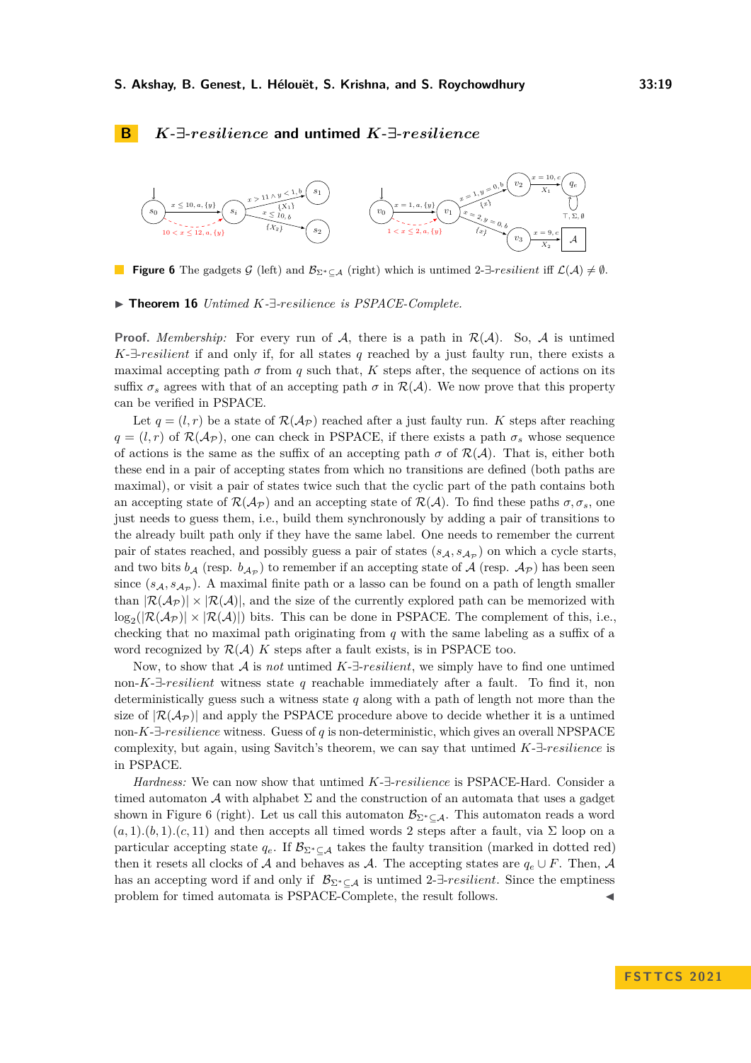## B $K$-∃-*resilience* and untimed $K$-∃-*resilience*

$x \leq 10, a, \{y\}$

$10 < x \leq 12, a, \{y\}$

$x > 11 \wedge y < 1, b$

$\{X_1\}$

$x \leq 10, b$

$\{X_2\}$

$s_0$ $s_i$ $s_1$ $s_2$

$x = 1, a, \{y\}$

$1 < x \leq 2, a, \{y\}$

$x = 1, y = 0, b$

$\{x\}$

$x = 2, y = 0, b$

$\{x\}$

$x = 10, c$

$X_1$

$x = 9, c$

$X_2$

$\top, \Sigma, \emptyset$

$v_0$ $v_1$ $v_2$ $v_3$ $q_e$ $\mathcal{A}$

**Figure 6** The gadgets $\mathcal{G}$ (left) and $\mathcal{B}_{\Sigma^* \subseteq \mathcal{A}}$ (right) which is untimed 2-∃-*resilient* iff $\mathcal{L}(\mathcal{A}) \neq \emptyset$.

▶ **Theorem 16** *Untimed $K$-∃-resilience is PSPACE-Complete.*

**Proof.** *Membership:* For every run of $\mathcal{A}$, there is a path in $\mathcal{R}(\mathcal{A})$. So, $\mathcal{A}$ is untimed $K$-∃-*resilient* if and only if, for all states $q$ reached by a just faulty run, there exists a maximal accepting path $\sigma$ from $q$ such that, $K$ steps after, the sequence of actions on its suffix $\sigma_s$ agrees with that of an accepting path $\sigma$ in $\mathcal{R}(\mathcal{A})$. We now prove that this property can be verified in PSPACE.

Let $q = (l, r)$ be a state of $\mathcal{R}(\mathcal{A}_\mathcal{P})$ reached after a just faulty run. $K$ steps after reaching $q = (l, r)$ of $\mathcal{R}(\mathcal{A}_\mathcal{P})$, one can check in PSPACE, if there exists a path $\sigma_s$ whose sequence of actions is the same as the suffix of an accepting path $\sigma$ of $\mathcal{R}(\mathcal{A})$. That is, either both these end in a pair of accepting states from which no transitions are defined (both paths are maximal), or visit a pair of states twice such that the cyclic part of the path contains both an accepting state of $\mathcal{R}(\mathcal{A}_\mathcal{P})$ and an accepting state of $\mathcal{R}(\mathcal{A})$. To find these paths $\sigma, \sigma_s$, one just needs to guess them, i.e., build them synchronously by adding a pair of transitions to the already built path only if they have the same label. One needs to remember the current pair of states reached, and possibly guess a pair of states $(s_\mathcal{A}, s_{\mathcal{A}_\mathcal{P}})$ on which a cycle starts, and two bits $b_\mathcal{A}$ (resp. $b_{\mathcal{A}_\mathcal{P}}$) to remember if an accepting state of $\mathcal{A}$ (resp. $\mathcal{A}_\mathcal{P}$) has been seen since $(s_\mathcal{A}, s_{\mathcal{A}_\mathcal{P}})$. A maximal finite path or a lasso can be found on a path of length smaller than $|\mathcal{R}(\mathcal{A}_\mathcal{P})| \times |\mathcal{R}(\mathcal{A})|$, and the size of the currently explored path can be memorized with $\log_2(|\mathcal{R}(\mathcal{A}_\mathcal{P})| \times |\mathcal{R}(\mathcal{A})|)$ bits. This can be done in PSPACE. The complement of this, i.e., checking that no maximal path originating from $q$ with the same labeling as a suffix of a word recognized by $\mathcal{R}(\mathcal{A})$ $K$ steps after a fault exists, is in PSPACE too.

Now, to show that $\mathcal{A}$ is *not* untimed $K$-∃-*resilient*, we simply have to find one untimed non-$K$-∃-*resilient* witness state $q$ reachable immediately after a fault. To find it, non deterministically guess such a witness state $q$ along with a path of length not more than the size of $|\mathcal{R}(\mathcal{A}_\mathcal{P})|$ and apply the PSPACE procedure above to decide whether it is a untimed non-$K$-∃-*resilience* witness. Guess of $q$ is non-deterministic, which gives an overall NPSPACE complexity, but again, using Savitch's theorem, we can say that untimed $K$-∃-*resilience* is in PSPACE.

*Hardness:* We can now show that untimed $K$-∃-*resilience* is PSPACE-Hard. Consider a timed automaton $\mathcal{A}$ with alphabet $\Sigma$ and the construction of an automata that uses a gadget shown in Figure 6 (right). Let us call this automaton $\mathcal{B}_{\Sigma^* \subseteq \mathcal{A}}$. This automaton reads a word $(a, 1).(b, 1).(c, 11)$ and then accepts all timed words 2 steps after a fault, via $\Sigma$ loop on a particular accepting state $q_e$. If $\mathcal{B}_{\Sigma^* \subseteq \mathcal{A}}$ takes the faulty transition (marked in dotted red) then it resets all clocks of $\mathcal{A}$ and behaves as $\mathcal{A}$. The accepting states are $q_e \cup F$. Then, $\mathcal{A}$ has an accepting word if and only if $\mathcal{B}_{\Sigma^* \subseteq \mathcal{A}}$ is untimed 2-∃-*resilient*. Since the emptiness problem for timed automata is PSPACE-Complete, the result follows. ◀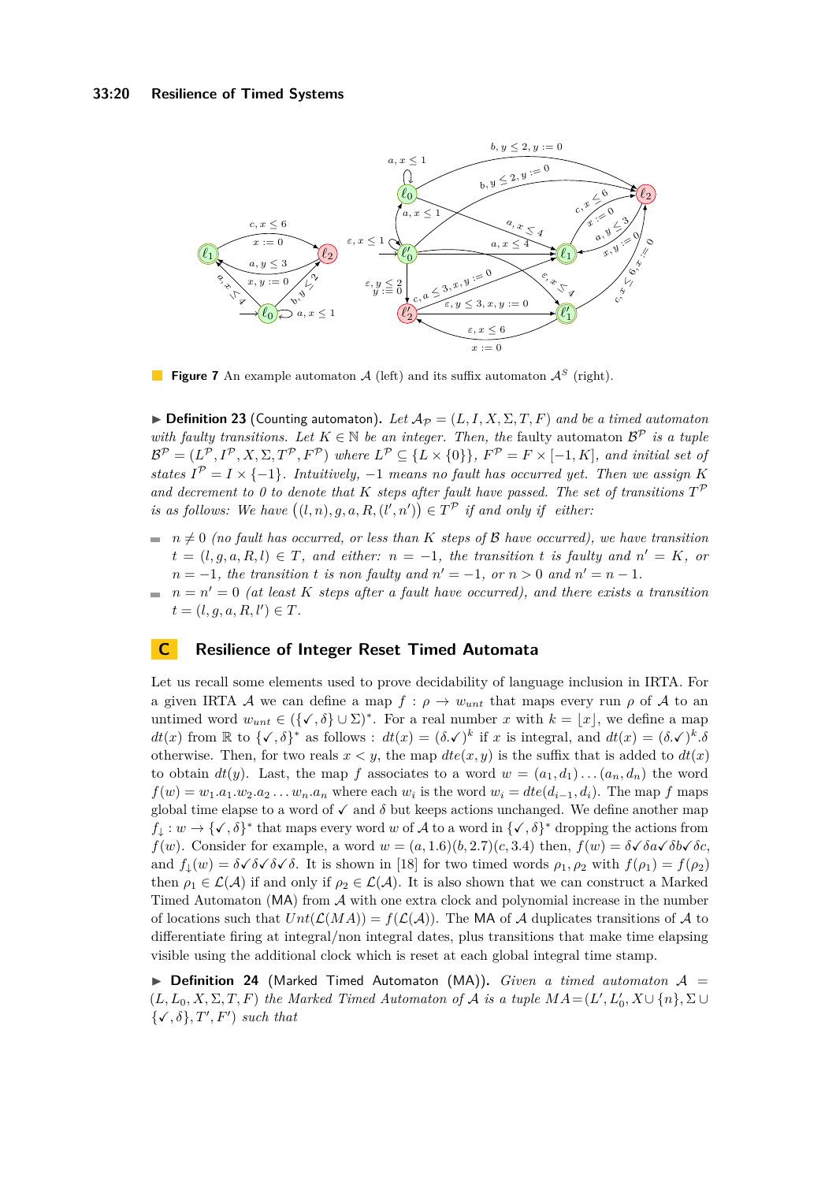Figure 7 An example automaton $\mathcal{A}$ (left) and its suffix automaton $\mathcal{A}^S$ (right).

▶ **Definition 23** (Counting automaton). *Let $\mathcal{A}_\mathcal{P} = (L, I, X, \Sigma, T, F)$ and be a timed automaton with faulty transitions. Let $K \in \mathbb{N}$ be an integer. Then, the* faulty automaton *$\mathcal{B}^\mathcal{P}$ is a tuple $\mathcal{B}^\mathcal{P} = (L^\mathcal{P}, I^\mathcal{P}, X, \Sigma, T^\mathcal{P}, F^\mathcal{P})$ where $L^\mathcal{P} \subseteq \{L \times \{0\}\}$, $F^\mathcal{P} = F \times [-1, K]$, and initial set of states $I^\mathcal{P} = I \times \{-1\}$. Intuitively, $-1$ means no fault has occurred yet. Then we assign $K$ and decrement to $0$ to denote that $K$ steps after fault have passed. The set of transitions $T^\mathcal{P}$ is as follows: We have $\big((l, n), g, a, R, (l', n')\big) \in T^\mathcal{P}$ if and only if either:*

- *$n \neq 0$ (no fault has occurred, or less than $K$ steps of $\mathcal{B}$ have occurred), we have transition $t = (l, g, a, R, l) \in T$, and either: $n = -1$, the transition $t$ is faulty and $n' = K$, or $n = -1$, the transition $t$ is non faulty and $n' = -1$, or $n > 0$ and $n' = n - 1$.*
- *$n = n' = 0$ (at least $K$ steps after a fault have occurred), and there exists a transition $t = (l, g, a, R, l') \in T$.*

# C Resilience of Integer Reset Timed Automata

Let us recall some elements used to prove decidability of language inclusion in IRTA. For a given IRTA $\mathcal{A}$ we can define a map $f : \rho \to w_{unt}$ that maps every run $\rho$ of $\mathcal{A}$ to an untimed word $w_{unt} \in (\{\checkmark, \delta\} \cup \Sigma)^*$. For a real number $x$ with $k = \lfloor x \rfloor$, we define a map $dt(x)$ from $\mathbb{R}$ to $\{\checkmark, \delta\}^*$ as follows : $dt(x) = (\delta.\checkmark)^k$ if $x$ is integral, and $dt(x) = (\delta.\checkmark)^k.\delta$ otherwise. Then, for two reals $x < y$, the map $dte(x, y)$ is the suffix that is added to $dt(x)$ to obtain $dt(y)$. Last, the map $f$ associates to a word $w = (a_1, d_1) \dots (a_n, d_n)$ the word $f(w) = w_1.a_1.w_2.a_2 \dots w_n.a_n$ where each $w_i$ is the word $w_i = dte(d_{i-1}, d_i)$. The map $f$ maps global time elapse to a word of $\checkmark$ and $\delta$ but keeps actions unchanged. We define another map $f_\downarrow : w \to \{\checkmark, \delta\}^*$ that maps every word $w$ of $\mathcal{A}$ to a word in $\{\checkmark, \delta\}^*$ dropping the actions from $f(w)$. Consider for example, a word $w = (a, 1.6)(b, 2.7)(c, 3.4)$ then, $f(w) = \delta\checkmark\delta a\checkmark\delta b\checkmark\delta c$, and $f_\downarrow(w) = \delta\checkmark\delta\checkmark\delta\checkmark\delta$. It is shown in [18] for two timed words $\rho_1, \rho_2$ with $f(\rho_1) = f(\rho_2)$ then $\rho_1 \in \mathcal{L}(\mathcal{A})$ if and only if $\rho_2 \in \mathcal{L}(\mathcal{A})$. It is also shown that we can construct a Marked Timed Automaton (MA) from $\mathcal{A}$ with one extra clock and polynomial increase in the number of locations such that $Unt(\mathcal{L}(MA)) = f(\mathcal{L}(\mathcal{A}))$. The MA of $\mathcal{A}$ duplicates transitions of $\mathcal{A}$ to differentiate firing at integral/non integral dates, plus transitions that make time elapsing visible using the additional clock which is reset at each global integral time stamp.

▶ **Definition 24** (Marked Timed Automaton (MA)). *Given a timed automaton $\mathcal{A} = (L, L_0, X, \Sigma, T, F)$ the Marked Timed Automaton of $\mathcal{A}$ is a tuple $MA = (L', L'_0, X \cup \{n\}, \Sigma \cup \{\checkmark, \delta\}, T', F')$ such that*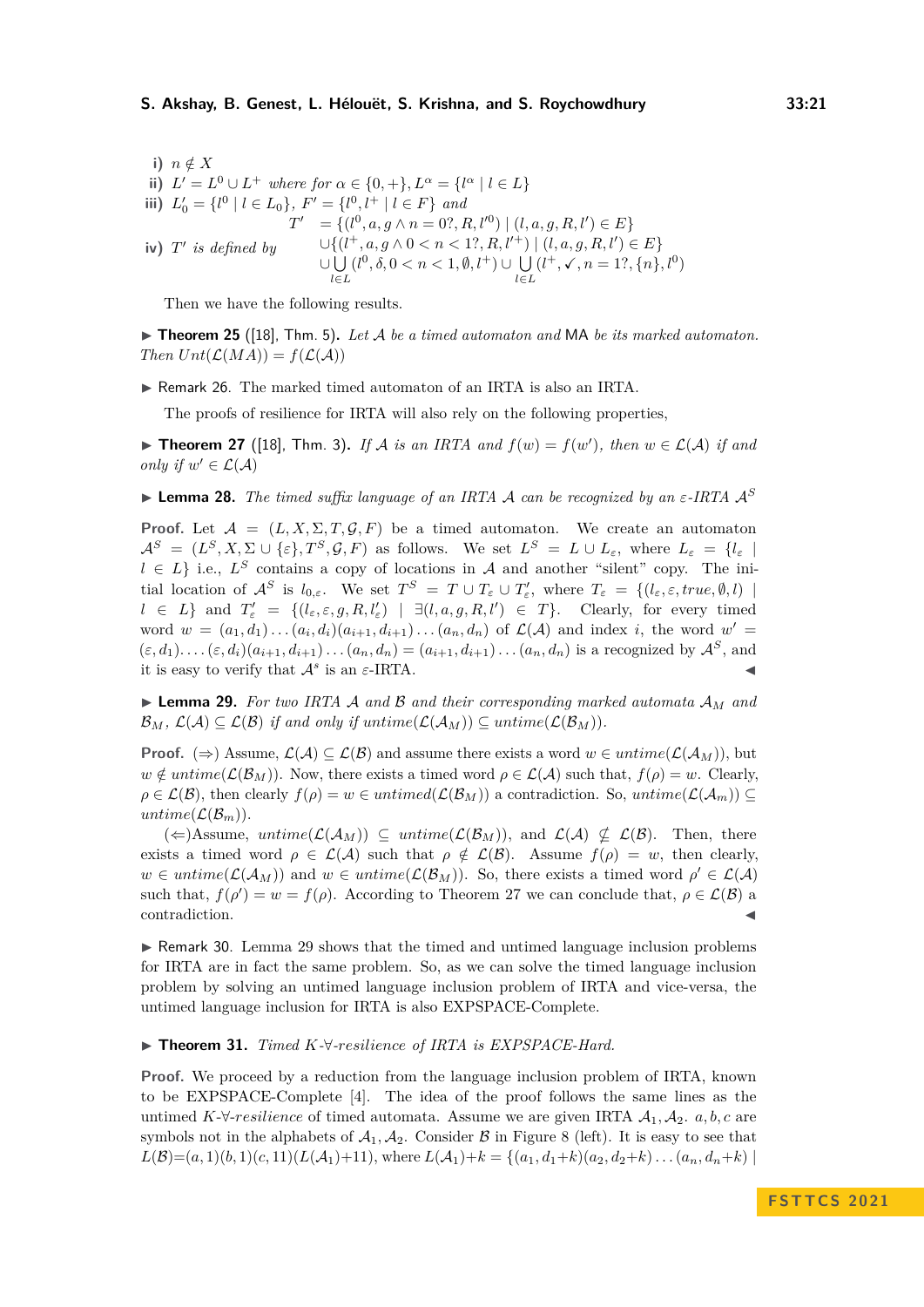**i)** $n \notin X$

**ii)** $L' = L^0 \cup L^+$ *where for* $\alpha \in \{0, +\}, L^\alpha = \{l^\alpha \mid l \in L\}$

**iii)** $L'_0 = \{l^0 \mid l \in L_0\}$, $F' = \{l^0, l^+ \mid l \in F\}$ *and*

**iv)** $T'$ *is defined by*

$$
\begin{aligned}
T' &= \{(l^0, a, g \wedge n = 0?, R, l'^0) \mid (l, a, g, R, l') \in E\} \\
&\cup \{(l^+, a, g \wedge 0 < n < 1?, R, l'^+) \mid (l, a, g, R, l') \in E\} \\
&\cup \bigcup_{l \in L} (l^0, \delta, 0 < n < 1, \emptyset, l^+) \cup \bigcup_{l \in L} (l^+, \checkmark, n = 1?, \{n\}, l^0)
\end{aligned}
$$

Then we have the following results.

▶ **Theorem 25** ([18], Thm. 5). *Let $\mathcal{A}$ be a timed automaton and* MA *be its marked automaton. Then $Unt(\mathcal{L}(MA)) = f(\mathcal{L}(\mathcal{A}))$*

▶ Remark 26. The marked timed automaton of an IRTA is also an IRTA.

The proofs of resilience for IRTA will also rely on the following properties,

▶ **Theorem 27** ([18], Thm. 3). *If $\mathcal{A}$ is an IRTA and $f(w) = f(w')$, then $w \in \mathcal{L}(\mathcal{A})$ if and only if $w' \in \mathcal{L}(\mathcal{A})$*

▶ **Lemma 28.** *The timed suffix language of an IRTA $\mathcal{A}$ can be recognized by an $\varepsilon$-IRTA $\mathcal{A}^S$*

**Proof.** Let $\mathcal{A} = (L, X, \Sigma, T, \mathcal{G}, F)$ be a timed automaton. We create an automaton $\mathcal{A}^S = (L^S, X, \Sigma \cup \{\varepsilon\}, T^S, \mathcal{G}, F)$ as follows. We set $L^S = L \cup L_\varepsilon$, where $L_\varepsilon = \{l_\varepsilon \mid l \in L\}$ i.e., $L^S$ contains a copy of locations in $\mathcal{A}$ and another "silent" copy. The initial location of $\mathcal{A}^S$ is $l_{0,\varepsilon}$. We set $T^S = T \cup T_\varepsilon \cup T'_\varepsilon$, where $T_\varepsilon = \{(l_\varepsilon, \varepsilon, true, \emptyset, l) \mid l \in L\}$ and $T'_\varepsilon = \{(l_\varepsilon, \varepsilon, g, R, l'_\varepsilon) \mid \exists (l, a, g, R, l') \in T\}$. Clearly, for every timed word $w = (a_1, d_1) \dots (a_i, d_i)(a_{i+1}, d_{i+1}) \dots (a_n, d_n)$ of $\mathcal{L}(\mathcal{A})$ and index $i$, the word $w' = (\varepsilon, d_1) \dots (\varepsilon, d_i)(a_{i+1}, d_{i+1}) \dots (a_n, d_n) = (a_{i+1}, d_{i+1}) \dots (a_n, d_n)$ is a recognized by $\mathcal{A}^S$, and it is easy to verify that $\mathcal{A}^s$ is an $\varepsilon$-IRTA. ◀

▶ **Lemma 29.** *For two IRTA $\mathcal{A}$ and $\mathcal{B}$ and their corresponding marked automata $\mathcal{A}_M$ and $\mathcal{B}_M$, $\mathcal{L}(\mathcal{A}) \subseteq \mathcal{L}(\mathcal{B})$ if and only if $untime(\mathcal{L}(\mathcal{A}_M)) \subseteq untime(\mathcal{L}(\mathcal{B}_M))$.*

**Proof.** ($\Rightarrow$) Assume, $\mathcal{L}(\mathcal{A}) \subseteq \mathcal{L}(\mathcal{B})$ and assume there exists a word $w \in untime(\mathcal{L}(\mathcal{A}_M))$, but $w \notin untime(\mathcal{L}(\mathcal{B}_M))$. Now, there exists a timed word $\rho \in \mathcal{L}(\mathcal{A})$ such that, $f(\rho) = w$. Clearly, $\rho \in \mathcal{L}(\mathcal{B})$, then clearly $f(\rho) = w \in untimed(\mathcal{L}(\mathcal{B}_M))$ a contradiction. So, $untime(\mathcal{L}(\mathcal{A}_m)) \subseteq untime(\mathcal{L}(\mathcal{B}_m))$.

($\Leftarrow$)Assume, $untime(\mathcal{L}(\mathcal{A}_M)) \subseteq untime(\mathcal{L}(\mathcal{B}_M))$, and $\mathcal{L}(\mathcal{A}) \nsubseteq \mathcal{L}(\mathcal{B})$. Then, there exists a timed word $\rho \in \mathcal{L}(\mathcal{A})$ such that $\rho \notin \mathcal{L}(\mathcal{B})$. Assume $f(\rho) = w$, then clearly, $w \in untime(\mathcal{L}(\mathcal{A}_M))$ and $w \in untime(\mathcal{L}(\mathcal{B}_M))$. So, there exists a timed word $\rho' \in \mathcal{L}(\mathcal{A})$ such that, $f(\rho') = w = f(\rho)$. According to Theorem 27 we can conclude that, $\rho \in \mathcal{L}(\mathcal{B})$ a contradiction. ◀

▶ Remark 30. Lemma 29 shows that the timed and untimed language inclusion problems for IRTA are in fact the same problem. So, as we can solve the timed language inclusion problem by solving an untimed language inclusion problem of IRTA and vice-versa, the untimed language inclusion for IRTA is also EXPSPACE-Complete.

▶ **Theorem 31.** *Timed $K$-$\forall$-resilience of IRTA is EXPSPACE-Hard.*

**Proof.** We proceed by a reduction from the language inclusion problem of IRTA, known to be EXPSPACE-Complete [4]. The idea of the proof follows the same lines as the untimed *$K$-$\forall$-resilience* of timed automata. Assume we are given IRTA $\mathcal{A}_1, \mathcal{A}_2$. $a, b, c$ are symbols not in the alphabets of $\mathcal{A}_1, \mathcal{A}_2$. Consider $\mathcal{B}$ in Figure 8 (left). It is easy to see that $L(\mathcal{B}) = (a, 1)(b, 1)(c, 11)(L(\mathcal{A}_1) + 11)$, where $L(\mathcal{A}_1) + k = \{(a_1, d_1 + k)(a_2, d_2 + k) \dots (a_n, d_n + k) \mid$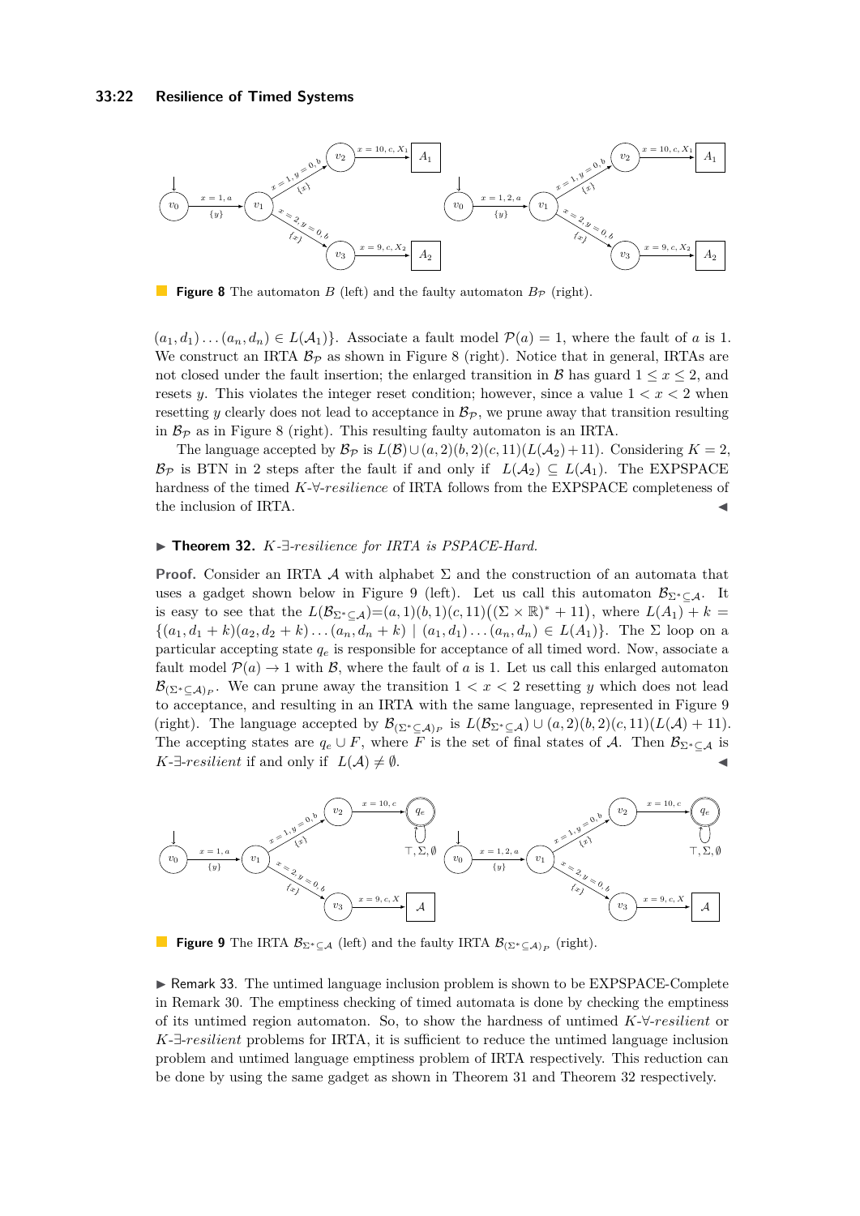Figure 8 The automaton $B$ (left) and the faulty automaton $B_{\mathcal{P}}$ (right).

$(a_1, d_1)\dots(a_n, d_n) \in L(\mathcal{A}_1)\}$. Associate a fault model $\mathcal{P}(a) = 1$, where the fault of $a$ is 1. We construct an IRTA $\mathcal{B}_{\mathcal{P}}$ as shown in Figure 8 (right). Notice that in general, IRTAs are not closed under the fault insertion; the enlarged transition in $\mathcal{B}$ has guard $1 \le x \le 2$, and resets $y$. This violates the integer reset condition; however, since a value $1 < x < 2$ when resetting $y$ clearly does not lead to acceptance in $\mathcal{B}_{\mathcal{P}}$, we prune away that transition resulting in $\mathcal{B}_{\mathcal{P}}$ as in Figure 8 (right). This resulting faulty automaton is an IRTA.

The language accepted by $\mathcal{B}_{\mathcal{P}}$ is $L(\mathcal{B}) \cup (a, 2)(b, 2)(c, 11)(L(\mathcal{A}_2) + 11)$. Considering $K = 2$, $\mathcal{B}_{\mathcal{P}}$ is BTN in 2 steps after the fault if and only if $L(\mathcal{A}_2) \subseteq L(\mathcal{A}_1)$. The EXPSPACE hardness of the timed *K-∀-resilience* of IRTA follows from the EXPSPACE completeness of the inclusion of IRTA. ◀

▶ **Theorem 32.** *K-∃-resilience for IRTA is PSPACE-Hard.*

**Proof.** Consider an IRTA $\mathcal{A}$ with alphabet $\Sigma$ and the construction of an automata that uses a gadget shown below in Figure 9 (left). Let us call this automaton $\mathcal{B}_{\Sigma^* \subseteq \mathcal{A}}$. It is easy to see that the $L(\mathcal{B}_{\Sigma^* \subseteq \mathcal{A}}) = (a, 1)(b, 1)(c, 11)\big((\Sigma \times \mathbb{R})^* + 11\big)$, where $L(A_1) + k = \{(a_1, d_1 + k)(a_2, d_2 + k)\dots(a_n, d_n + k) \mid (a_1, d_1)\dots(a_n, d_n) \in L(A_1)\}$. The $\Sigma$ loop on a particular accepting state $q_e$ is responsible for acceptance of all timed word. Now, associate a fault model $\mathcal{P}(a) \to 1$ with $\mathcal{B}$, where the fault of $a$ is 1. Let us call this enlarged automaton $\mathcal{B}_{(\Sigma^* \subseteq \mathcal{A})_P}$. We can prune away the transition $1 < x < 2$ resetting $y$ which does not lead to acceptance, and resulting in an IRTA with the same language, represented in Figure 9 (right). The language accepted by $\mathcal{B}_{(\Sigma^* \subseteq \mathcal{A})_P}$ is $L(\mathcal{B}_{\Sigma^* \subseteq \mathcal{A}}) \cup (a, 2)(b, 2)(c, 11)(L(\mathcal{A}) + 11)$. The accepting states are $q_e \cup F$, where $F$ is the set of final states of $\mathcal{A}$. Then $\mathcal{B}_{\Sigma^* \subseteq \mathcal{A}}$ is *K-∃-resilient* if and only if $L(\mathcal{A}) \neq \emptyset$. ◀

Figure 9 The IRTA $\mathcal{B}_{\Sigma^* \subseteq \mathcal{A}}$ (left) and the faulty IRTA $\mathcal{B}_{(\Sigma^* \subseteq \mathcal{A})_P}$ (right).

▶ Remark 33. The untimed language inclusion problem is shown to be EXPSPACE-Complete in Remark 30. The emptiness checking of timed automata is done by checking the emptiness of its untimed region automaton. So, to show the hardness of untimed *K-∀-resilient* or *K-∃-resilient* problems for IRTA, it is sufficient to reduce the untimed language inclusion problem and untimed language emptiness problem of IRTA respectively. This reduction can be done by using the same gadget as shown in Theorem 31 and Theorem 32 respectively.